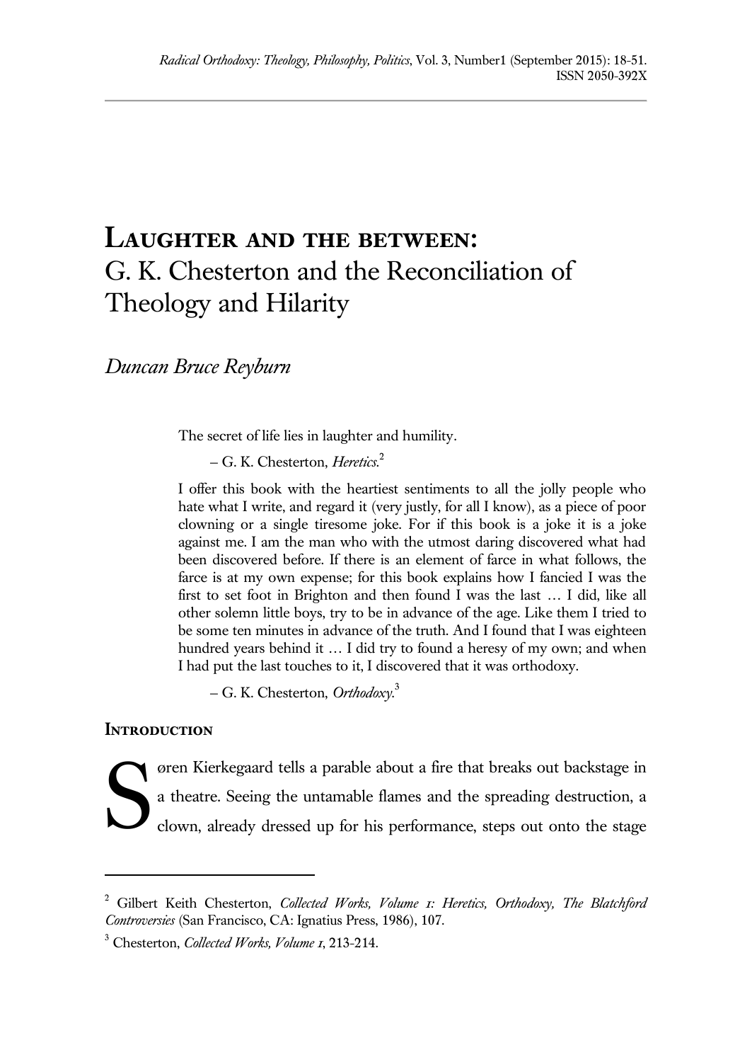# Laughter and the between: G. K. Chesterton and the Reconciliation of Theology and Hilarity

*Duncan Bruce Reyburn*

> The secret of life lies in laughter and humility.
>
> – G. K. Chesterton, *Heretics*.[2]

> I offer this book with the heartiest sentiments to all the jolly people who hate what I write, and regard it (very justly, for all I know), as a piece of poor clowning or a single tiresome joke. For if this book is a joke it is a joke against me. I am the man who with the utmost daring discovered what had been discovered before. If there is an element of farce in what follows, the farce is at my own expense; for this book explains how I fancied I was the first to set foot in Brighton and then found I was the last … I did, like all other solemn little boys, try to be in advance of the age. Like them I tried to be some ten minutes in advance of the truth. And I found that I was eighteen hundred years behind it … I did try to found a heresy of my own; and when I had put the last touches to it, I discovered that it was orthodoxy.
>
> – G. K. Chesterton, *Orthodoxy*.[3]

## Introduction

Søren Kierkegaard tells a parable about a fire that breaks out backstage in a theatre. Seeing the untamable flames and the spreading destruction, a clown, already dressed up for his performance, steps out onto the stage

---

[2] Gilbert Keith Chesterton, *Collected Works, Volume 1: Heretics, Orthodoxy, The Blatchford Controversies* (San Francisco, CA: Ignatius Press, 1986), 107.

[3] Chesterton, *Collected Works, Volume 1*, 213-214.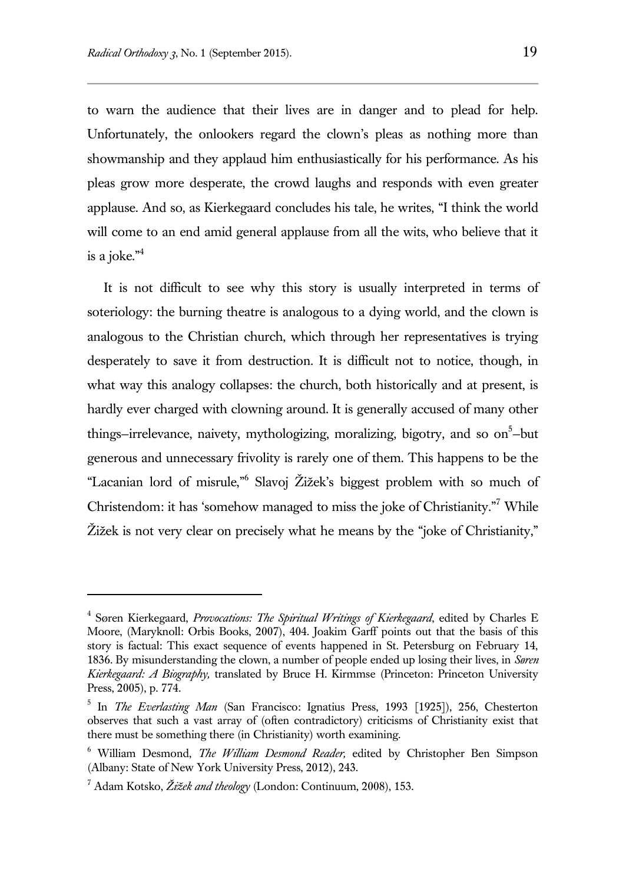to warn the audience that their lives are in danger and to plead for help. Unfortunately, the onlookers regard the clown's pleas as nothing more than showmanship and they applaud him enthusiastically for his performance. As his pleas grow more desperate, the crowd laughs and responds with even greater applause. And so, as Kierkegaard concludes his tale, he writes, "I think the world will come to an end amid general applause from all the wits, who believe that it is a joke."[4]

It is not difficult to see why this story is usually interpreted in terms of soteriology: the burning theatre is analogous to a dying world, and the clown is analogous to the Christian church, which through her representatives is trying desperately to save it from destruction. It is difficult not to notice, though, in what way this analogy collapses: the church, both historically and at present, is hardly ever charged with clowning around. It is generally accused of many other things–irrelevance, naivety, mythologizing, moralizing, bigotry, and so on[5]–but generous and unnecessary frivolity is rarely one of them. This happens to be the "Lacanian lord of misrule,"[6] Slavoj Žižek's biggest problem with so much of Christendom: it has 'somehow managed to miss the joke of Christianity."[7] While Žižek is not very clear on precisely what he means by the "joke of Christianity,"

---

[4] Søren Kierkegaard, *Provocations: The Spiritual Writings of Kierkegaard*, edited by Charles E Moore, (Maryknoll: Orbis Books, 2007), 404. Joakim Garff points out that the basis of this story is factual: This exact sequence of events happened in St. Petersburg on February 14, 1836. By misunderstanding the clown, a number of people ended up losing their lives, in *Søren Kierkegaard: A Biography,* translated by Bruce H. Kirmmse (Princeton: Princeton University Press, 2005), p. 774.

[5] In *The Everlasting Man* (San Francisco: Ignatius Press, 1993 [1925]), 256, Chesterton observes that such a vast array of (often contradictory) criticisms of Christianity exist that there must be something there (in Christianity) worth examining.

[6] William Desmond, *The William Desmond Reader,* edited by Christopher Ben Simpson (Albany: State of New York University Press, 2012), 243.

[7] Adam Kotsko, *Žižek and theology* (London: Continuum, 2008), 153.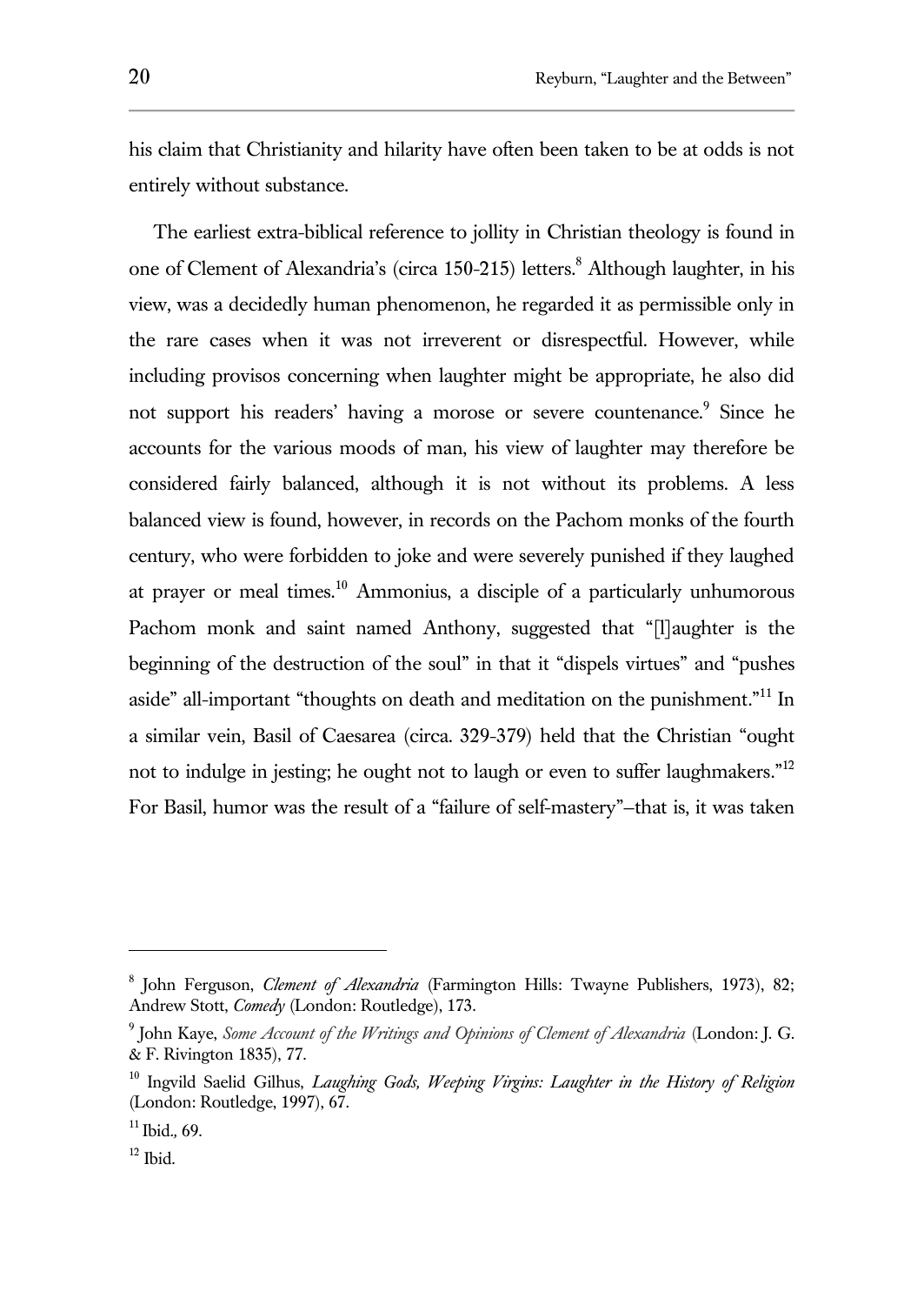his claim that Christianity and hilarity have often been taken to be at odds is not entirely without substance.

The earliest extra-biblical reference to jollity in Christian theology is found in one of Clement of Alexandria's (circa 150-215) letters.[8] Although laughter, in his view, was a decidedly human phenomenon, he regarded it as permissible only in the rare cases when it was not irreverent or disrespectful. However, while including provisos concerning when laughter might be appropriate, he also did not support his readers' having a morose or severe countenance.[9] Since he accounts for the various moods of man, his view of laughter may therefore be considered fairly balanced, although it is not without its problems. A less balanced view is found, however, in records on the Pachom monks of the fourth century, who were forbidden to joke and were severely punished if they laughed at prayer or meal times.[10] Ammonius, a disciple of a particularly unhumorous Pachom monk and saint named Anthony, suggested that "[l]aughter is the beginning of the destruction of the soul" in that it "dispels virtues" and "pushes aside" all-important "thoughts on death and meditation on the punishment."[11] In a similar vein, Basil of Caesarea (circa. 329-379) held that the Christian "ought not to indulge in jesting; he ought not to laugh or even to suffer laughmakers."[12] For Basil, humor was the result of a "failure of self-mastery"–that is, it was taken

---

[8] John Ferguson, *Clement of Alexandria* (Farmington Hills: Twayne Publishers, 1973), 82; Andrew Stott, *Comedy* (London: Routledge), 173.

[9] John Kaye, *Some Account of the Writings and Opinions of Clement of Alexandria* (London: J. G. & F. Rivington 1835), 77.

[10] Ingvild Saelid Gilhus, *Laughing Gods, Weeping Virgins: Laughter in the History of Religion* (London: Routledge, 1997), 67.

[11] Ibid., 69.

[12] Ibid.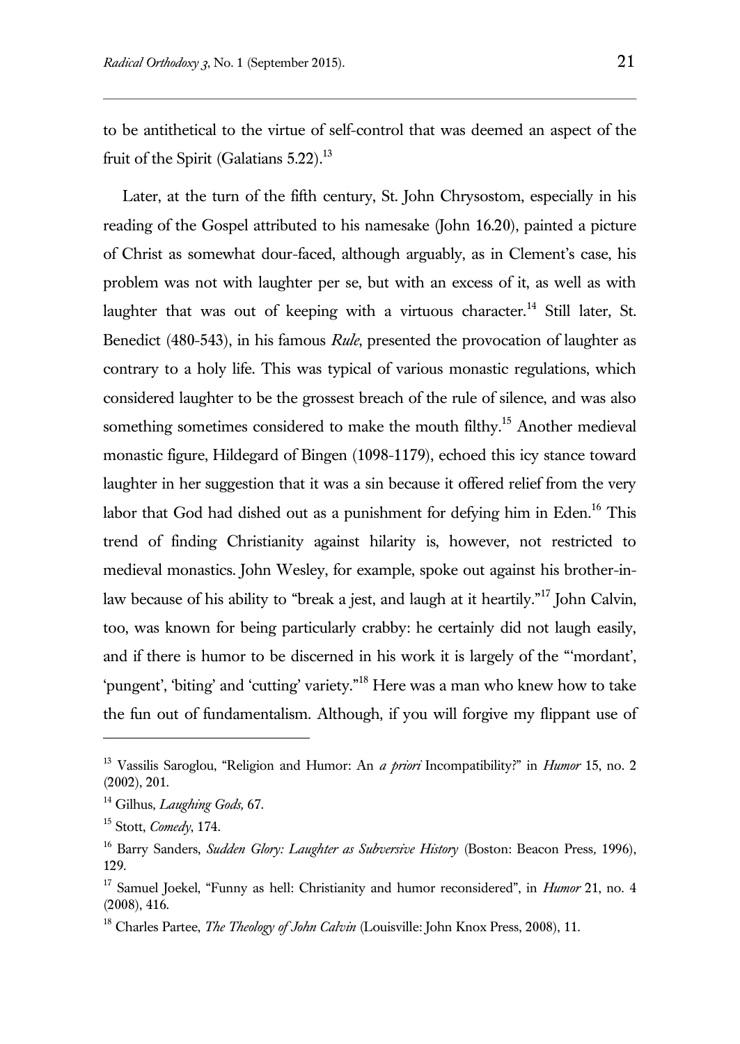to be antithetical to the virtue of self-control that was deemed an aspect of the fruit of the Spirit (Galatians 5.22).[13]

Later, at the turn of the fifth century, St. John Chrysostom, especially in his reading of the Gospel attributed to his namesake (John 16.20), painted a picture of Christ as somewhat dour-faced, although arguably, as in Clement's case, his problem was not with laughter per se, but with an excess of it, as well as with laughter that was out of keeping with a virtuous character.[14] Still later, St. Benedict (480-543), in his famous *Rule*, presented the provocation of laughter as contrary to a holy life. This was typical of various monastic regulations, which considered laughter to be the grossest breach of the rule of silence, and was also something sometimes considered to make the mouth filthy.[15] Another medieval monastic figure, Hildegard of Bingen (1098-1179), echoed this icy stance toward laughter in her suggestion that it was a sin because it offered relief from the very labor that God had dished out as a punishment for defying him in Eden.[16] This trend of finding Christianity against hilarity is, however, not restricted to medieval monastics. John Wesley, for example, spoke out against his brother-in-law because of his ability to "break a jest, and laugh at it heartily."[17] John Calvin, too, was known for being particularly crabby: he certainly did not laugh easily, and if there is humor to be discerned in his work it is largely of the "'mordant', 'pungent', 'biting' and 'cutting' variety."[18] Here was a man who knew how to take the fun out of fundamentalism. Although, if you will forgive my flippant use of

---

[13] Vassilis Saroglou, "Religion and Humor: An *a priori* Incompatibility?" in *Humor* 15, no. 2 (2002), 201.

[14] Gilhus, *Laughing Gods,* 67.

[15] Stott, *Comedy*, 174.

[16] Barry Sanders, *Sudden Glory: Laughter as Subversive History* (Boston: Beacon Press, 1996), 129.

[17] Samuel Joekel, "Funny as hell: Christianity and humor reconsidered", in *Humor* 21, no. 4 (2008), 416.

[18] Charles Partee, *The Theology of John Calvin* (Louisville: John Knox Press, 2008), 11.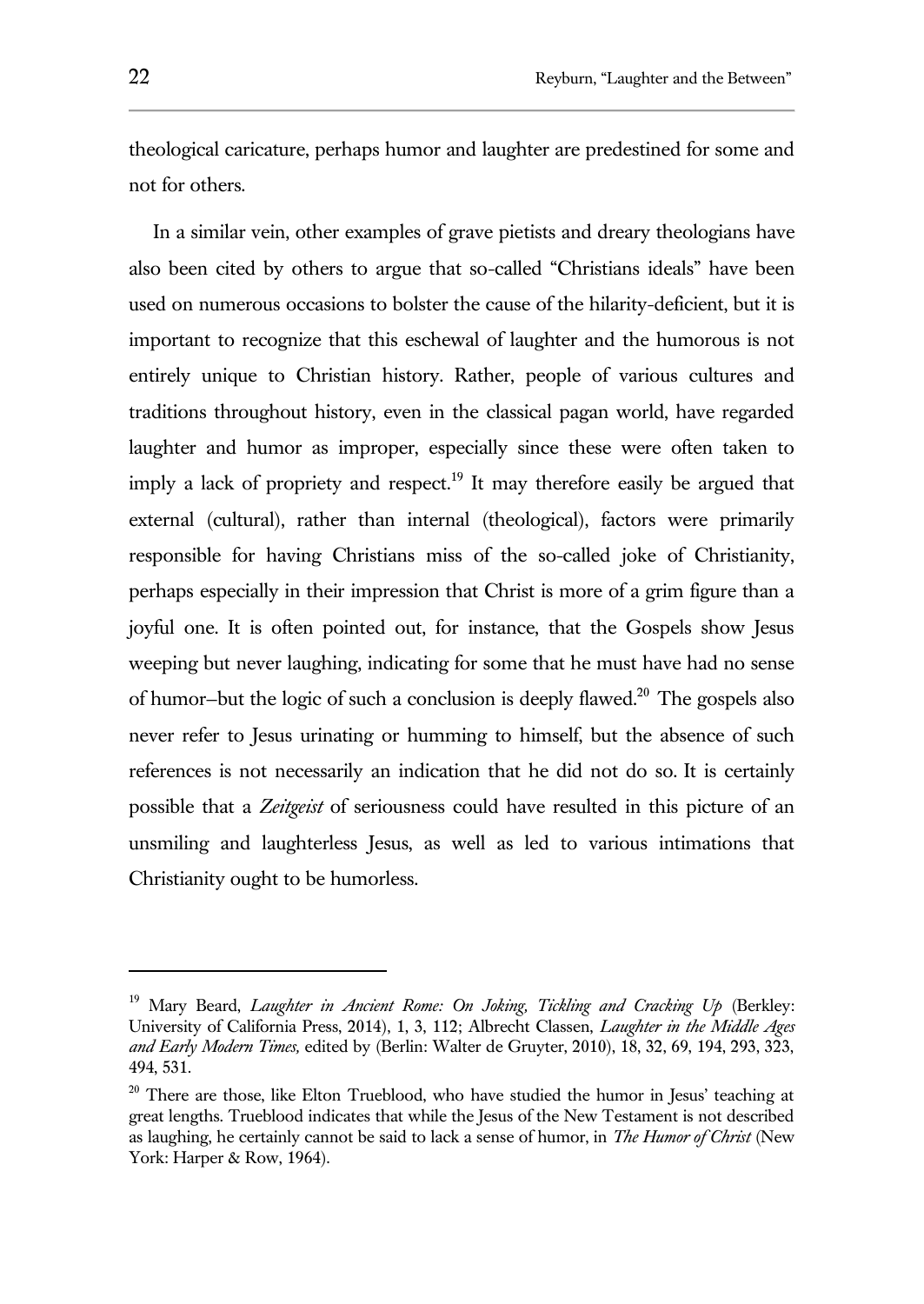theological caricature, perhaps humor and laughter are predestined for some and not for others.

In a similar vein, other examples of grave pietists and dreary theologians have also been cited by others to argue that so-called "Christians ideals" have been used on numerous occasions to bolster the cause of the hilarity-deficient, but it is important to recognize that this eschewal of laughter and the humorous is not entirely unique to Christian history. Rather, people of various cultures and traditions throughout history, even in the classical pagan world, have regarded laughter and humor as improper, especially since these were often taken to imply a lack of propriety and respect.[19] It may therefore easily be argued that external (cultural), rather than internal (theological), factors were primarily responsible for having Christians miss of the so-called joke of Christianity, perhaps especially in their impression that Christ is more of a grim figure than a joyful one. It is often pointed out, for instance, that the Gospels show Jesus weeping but never laughing, indicating for some that he must have had no sense of humor–but the logic of such a conclusion is deeply flawed.[20] The gospels also never refer to Jesus urinating or humming to himself, but the absence of such references is not necessarily an indication that he did not do so. It is certainly possible that a *Zeitgeist* of seriousness could have resulted in this picture of an unsmiling and laughterless Jesus, as well as led to various intimations that Christianity ought to be humorless.

---

[19] Mary Beard, *Laughter in Ancient Rome: On Joking, Tickling and Cracking Up* (Berkley: University of California Press, 2014), 1, 3, 112; Albrecht Classen, *Laughter in the Middle Ages and Early Modern Times,* edited by (Berlin: Walter de Gruyter, 2010), 18, 32, 69, 194, 293, 323, 494, 531.

[20] There are those, like Elton Trueblood, who have studied the humor in Jesus' teaching at great lengths. Trueblood indicates that while the Jesus of the New Testament is not described as laughing, he certainly cannot be said to lack a sense of humor, in *The Humor of Christ* (New York: Harper & Row, 1964).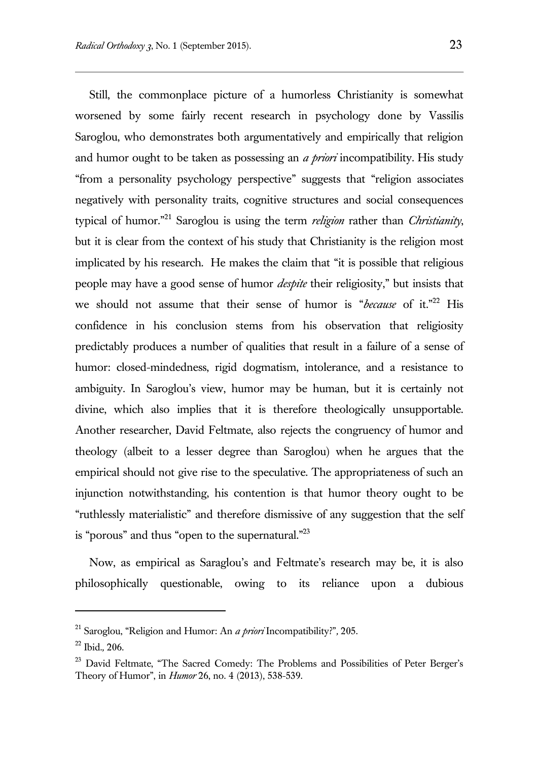Still, the commonplace picture of a humorless Christianity is somewhat worsened by some fairly recent research in psychology done by Vassilis Saroglou, who demonstrates both argumentatively and empirically that religion and humor ought to be taken as possessing an *a priori* incompatibility. His study "from a personality psychology perspective" suggests that "religion associates negatively with personality traits, cognitive structures and social consequences typical of humor."[21] Saroglou is using the term *religion* rather than *Christianity*, but it is clear from the context of his study that Christianity is the religion most implicated by his research. He makes the claim that "it is possible that religious people may have a good sense of humor *despite* their religiosity," but insists that we should not assume that their sense of humor is "*because* of it."[22] His confidence in his conclusion stems from his observation that religiosity predictably produces a number of qualities that result in a failure of a sense of humor: closed-mindedness, rigid dogmatism, intolerance, and a resistance to ambiguity. In Saroglou's view, humor may be human, but it is certainly not divine, which also implies that it is therefore theologically unsupportable. Another researcher, David Feltmate, also rejects the congruency of humor and theology (albeit to a lesser degree than Saroglou) when he argues that the empirical should not give rise to the speculative. The appropriateness of such an injunction notwithstanding, his contention is that humor theory ought to be "ruthlessly materialistic" and therefore dismissive of any suggestion that the self is "porous" and thus "open to the supernatural."[23]

Now, as empirical as Saraglou's and Feltmate's research may be, it is also philosophically questionable, owing to its reliance upon a dubious

---

[21] Saroglou, "Religion and Humor: An *a priori* Incompatibility?", 205.

[22] Ibid., 206.

[23] David Feltmate, "The Sacred Comedy: The Problems and Possibilities of Peter Berger's Theory of Humor", in *Humor* 26, no. 4 (2013), 538-539.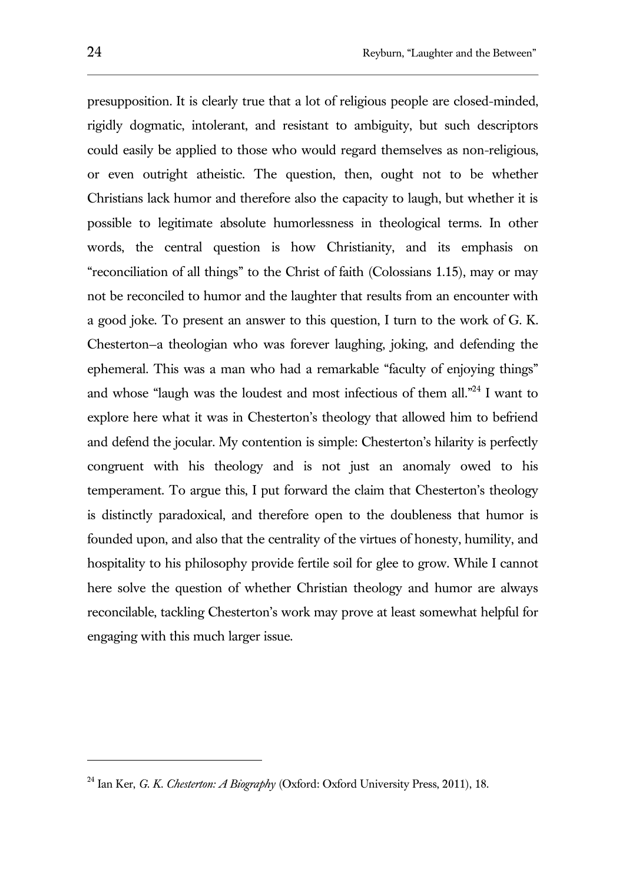presupposition. It is clearly true that a lot of religious people are closed-minded, rigidly dogmatic, intolerant, and resistant to ambiguity, but such descriptors could easily be applied to those who would regard themselves as non-religious, or even outright atheistic. The question, then, ought not to be whether Christians lack humor and therefore also the capacity to laugh, but whether it is possible to legitimate absolute humorlessness in theological terms. In other words, the central question is how Christianity, and its emphasis on "reconciliation of all things" to the Christ of faith (Colossians 1.15), may or may not be reconciled to humor and the laughter that results from an encounter with a good joke. To present an answer to this question, I turn to the work of G. K. Chesterton–a theologian who was forever laughing, joking, and defending the ephemeral. This was a man who had a remarkable "faculty of enjoying things" and whose "laugh was the loudest and most infectious of them all."[24] I want to explore here what it was in Chesterton's theology that allowed him to befriend and defend the jocular. My contention is simple: Chesterton's hilarity is perfectly congruent with his theology and is not just an anomaly owed to his temperament. To argue this, I put forward the claim that Chesterton's theology is distinctly paradoxical, and therefore open to the doubleness that humor is founded upon, and also that the centrality of the virtues of honesty, humility, and hospitality to his philosophy provide fertile soil for glee to grow. While I cannot here solve the question of whether Christian theology and humor are always reconcilable, tackling Chesterton's work may prove at least somewhat helpful for engaging with this much larger issue.

---

[24] Ian Ker, *G. K. Chesterton: A Biography* (Oxford: Oxford University Press, 2011), 18.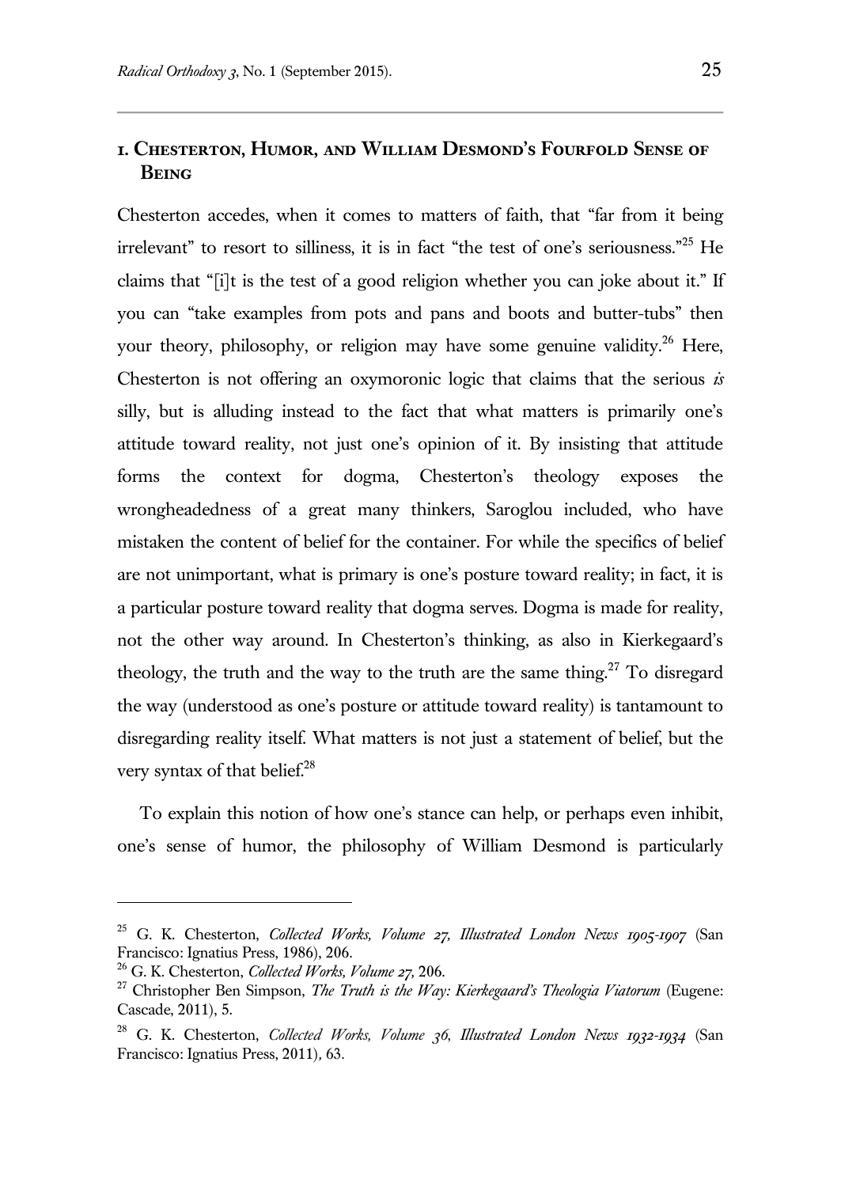## 1. Chesterton, Humor, and William Desmond's Fourfold Sense of Being

Chesterton accedes, when it comes to matters of faith, that "far from it being irrelevant" to resort to silliness, it is in fact "the test of one's seriousness."[25] He claims that "[i]t is the test of a good religion whether you can joke about it." If you can "take examples from pots and pans and boots and butter-tubs" then your theory, philosophy, or religion may have some genuine validity.[26] Here, Chesterton is not offering an oxymoronic logic that claims that the serious *is* silly, but is alluding instead to the fact that what matters is primarily one's attitude toward reality, not just one's opinion of it. By insisting that attitude forms the context for dogma, Chesterton's theology exposes the wrongheadedness of a great many thinkers, Saroglou included, who have mistaken the content of belief for the container. For while the specifics of belief are not unimportant, what is primary is one's posture toward reality; in fact, it is a particular posture toward reality that dogma serves. Dogma is made for reality, not the other way around. In Chesterton's thinking, as also in Kierkegaard's theology, the truth and the way to the truth are the same thing.[27] To disregard the way (understood as one's posture or attitude toward reality) is tantamount to disregarding reality itself. What matters is not just a statement of belief, but the very syntax of that belief.[28]

To explain this notion of how one's stance can help, or perhaps even inhibit, one's sense of humor, the philosophy of William Desmond is particularly

---

[25] G. K. Chesterton, *Collected Works, Volume 27, Illustrated London News 1905-1907* (San Francisco: Ignatius Press, 1986), 206.

[26] G. K. Chesterton, *Collected Works, Volume 27,* 206.

[27] Christopher Ben Simpson, *The Truth is the Way: Kierkegaard's Theologia Viatorum* (Eugene: Cascade, 2011), 5.

[28] G. K. Chesterton, *Collected Works, Volume 36, Illustrated London News 1932-1934* (San Francisco: Ignatius Press, 2011), 63.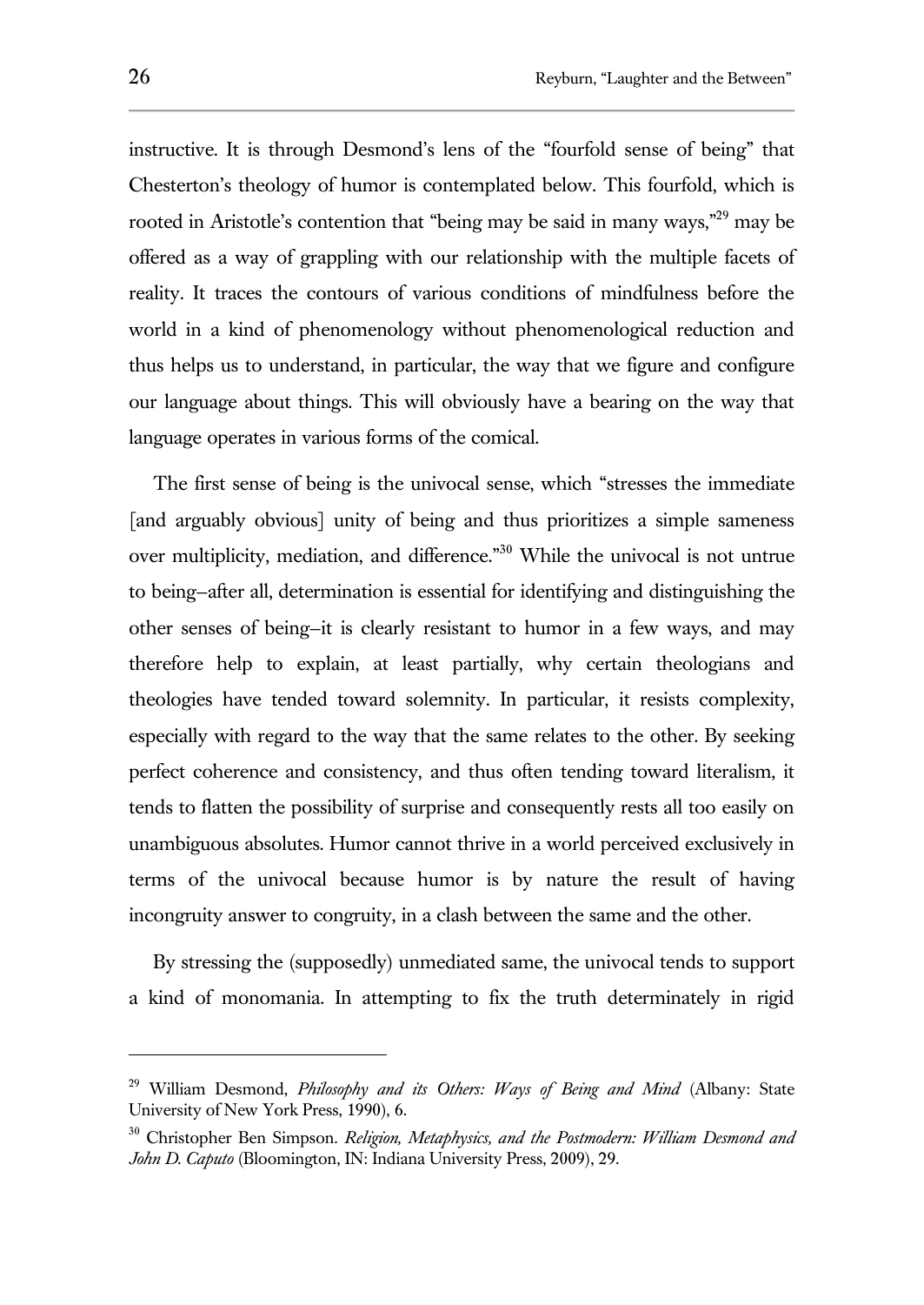instructive. It is through Desmond's lens of the "fourfold sense of being" that Chesterton's theology of humor is contemplated below. This fourfold, which is rooted in Aristotle's contention that "being may be said in many ways,"[29] may be offered as a way of grappling with our relationship with the multiple facets of reality. It traces the contours of various conditions of mindfulness before the world in a kind of phenomenology without phenomenological reduction and thus helps us to understand, in particular, the way that we figure and configure our language about things. This will obviously have a bearing on the way that language operates in various forms of the comical.

The first sense of being is the univocal sense, which "stresses the immediate [and arguably obvious] unity of being and thus prioritizes a simple sameness over multiplicity, mediation, and difference."[30] While the univocal is not untrue to being–after all, determination is essential for identifying and distinguishing the other senses of being–it is clearly resistant to humor in a few ways, and may therefore help to explain, at least partially, why certain theologians and theologies have tended toward solemnity. In particular, it resists complexity, especially with regard to the way that the same relates to the other. By seeking perfect coherence and consistency, and thus often tending toward literalism, it tends to flatten the possibility of surprise and consequently rests all too easily on unambiguous absolutes. Humor cannot thrive in a world perceived exclusively in terms of the univocal because humor is by nature the result of having incongruity answer to congruity, in a clash between the same and the other.

By stressing the (supposedly) unmediated same, the univocal tends to support a kind of monomania. In attempting to fix the truth determinately in rigid

---

[29] William Desmond, *Philosophy and its Others: Ways of Being and Mind* (Albany: State University of New York Press, 1990), 6.

[30] Christopher Ben Simpson. *Religion, Metaphysics, and the Postmodern: William Desmond and John D. Caputo* (Bloomington, IN: Indiana University Press, 2009), 29.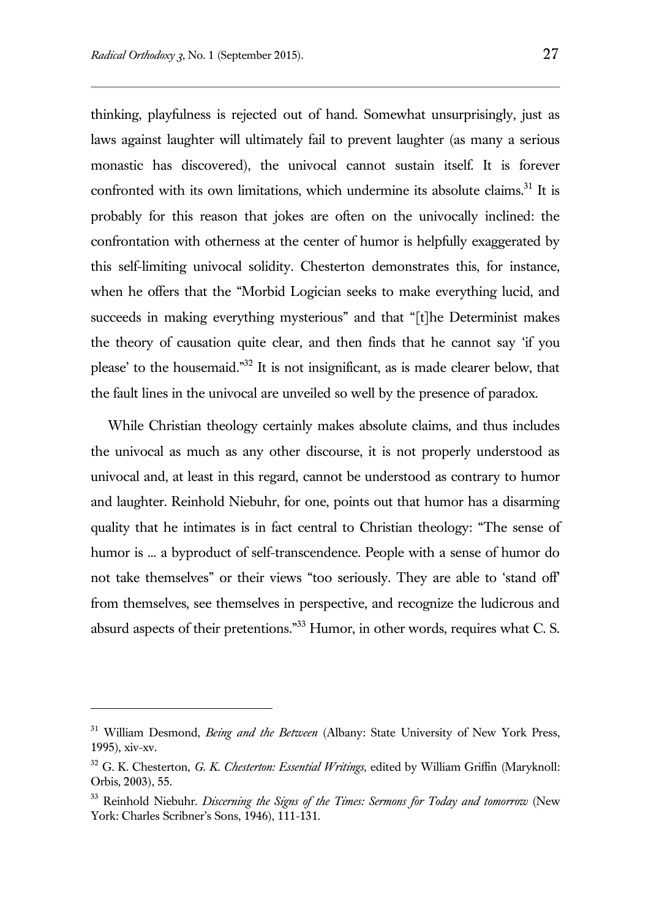thinking, playfulness is rejected out of hand. Somewhat unsurprisingly, just as laws against laughter will ultimately fail to prevent laughter (as many a serious monastic has discovered), the univocal cannot sustain itself. It is forever confronted with its own limitations, which undermine its absolute claims.[31] It is probably for this reason that jokes are often on the univocally inclined: the confrontation with otherness at the center of humor is helpfully exaggerated by this self-limiting univocal solidity. Chesterton demonstrates this, for instance, when he offers that the "Morbid Logician seeks to make everything lucid, and succeeds in making everything mysterious" and that "[t]he Determinist makes the theory of causation quite clear, and then finds that he cannot say 'if you please' to the housemaid."[32] It is not insignificant, as is made clearer below, that the fault lines in the univocal are unveiled so well by the presence of paradox.

While Christian theology certainly makes absolute claims, and thus includes the univocal as much as any other discourse, it is not properly understood as univocal and, at least in this regard, cannot be understood as contrary to humor and laughter. Reinhold Niebuhr, for one, points out that humor has a disarming quality that he intimates is in fact central to Christian theology: "The sense of humor is ... a byproduct of self-transcendence. People with a sense of humor do not take themselves" or their views "too seriously. They are able to 'stand off' from themselves, see themselves in perspective, and recognize the ludicrous and absurd aspects of their pretentions."[33] Humor, in other words, requires what C. S.

---

[31] William Desmond, *Being and the Between* (Albany: State University of New York Press, 1995), xiv-xv.

[32] G. K. Chesterton, *G. K. Chesterton: Essential Writings,* edited by William Griffin (Maryknoll: Orbis, 2003), 55.

[33] Reinhold Niebuhr. *Discerning the Signs of the Times: Sermons for Today and tomorrow* (New York: Charles Scribner's Sons, 1946), 111-131.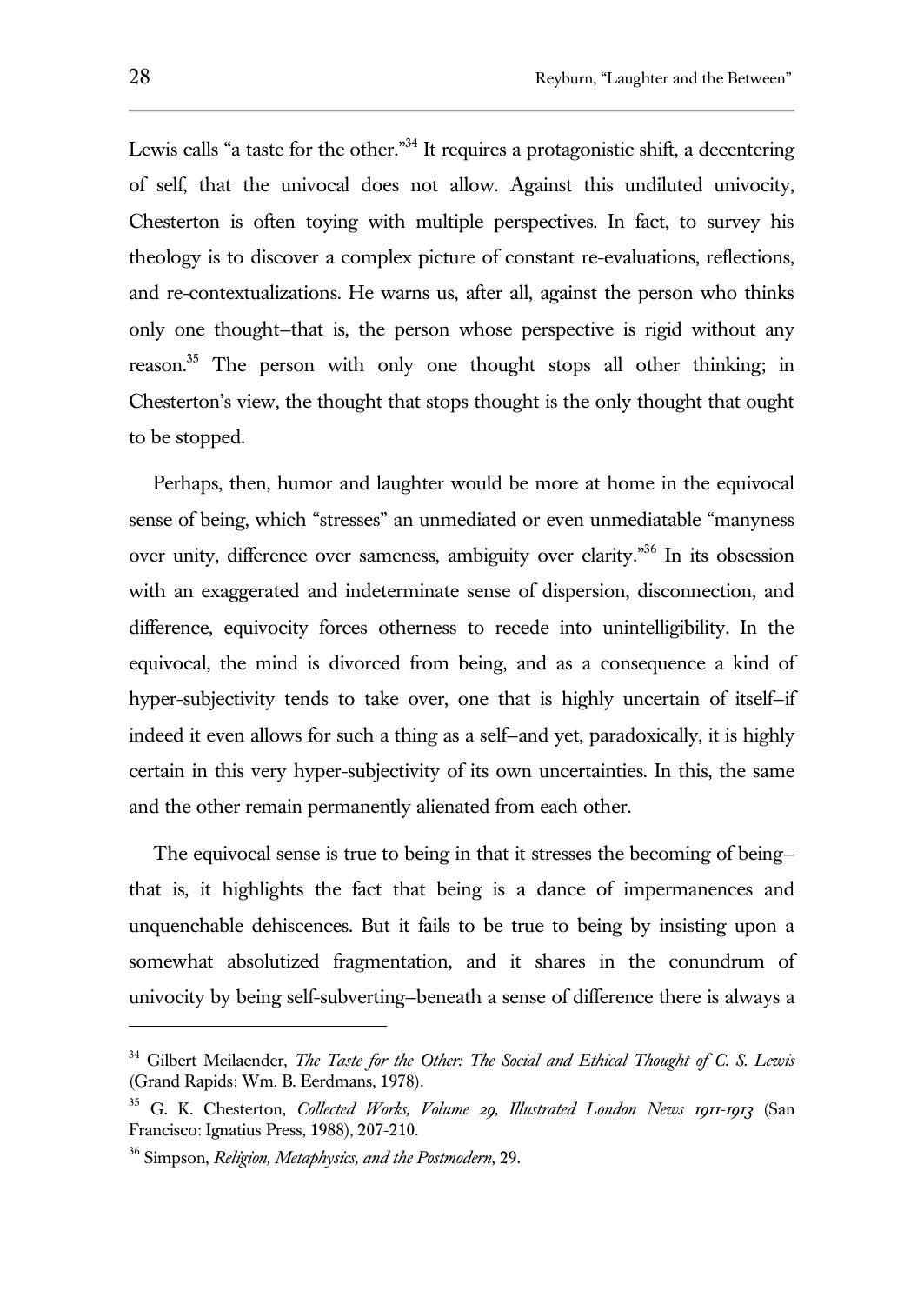Lewis calls "a taste for the other."[34] It requires a protagonistic shift, a decentering of self, that the univocal does not allow. Against this undiluted univocity, Chesterton is often toying with multiple perspectives. In fact, to survey his theology is to discover a complex picture of constant re-evaluations, reflections, and re-contextualizations. He warns us, after all, against the person who thinks only one thought—that is, the person whose perspective is rigid without any reason.[35] The person with only one thought stops all other thinking; in Chesterton's view, the thought that stops thought is the only thought that ought to be stopped.

Perhaps, then, humor and laughter would be more at home in the equivocal sense of being, which "stresses" an unmediated or even unmediatable "manyness over unity, difference over sameness, ambiguity over clarity."[36] In its obsession with an exaggerated and indeterminate sense of dispersion, disconnection, and difference, equivocity forces otherness to recede into unintelligibility. In the equivocal, the mind is divorced from being, and as a consequence a kind of hyper-subjectivity tends to take over, one that is highly uncertain of itself—if indeed it even allows for such a thing as a self—and yet, paradoxically, it is highly certain in this very hyper-subjectivity of its own uncertainties. In this, the same and the other remain permanently alienated from each other.

The equivocal sense is true to being in that it stresses the becoming of being—that is, it highlights the fact that being is a dance of impermanences and unquenchable dehiscences. But it fails to be true to being by insisting upon a somewhat absolutized fragmentation, and it shares in the conundrum of univocity by being self-subverting—beneath a sense of difference there is always a

---

[34] Gilbert Meilaender, *The Taste for the Other: The Social and Ethical Thought of C. S. Lewis* (Grand Rapids: Wm. B. Eerdmans, 1978).

[35] G. K. Chesterton, *Collected Works, Volume 29, Illustrated London News 1911-1913* (San Francisco: Ignatius Press, 1988), 207-210.

[36] Simpson, *Religion, Metaphysics, and the Postmodern*, 29.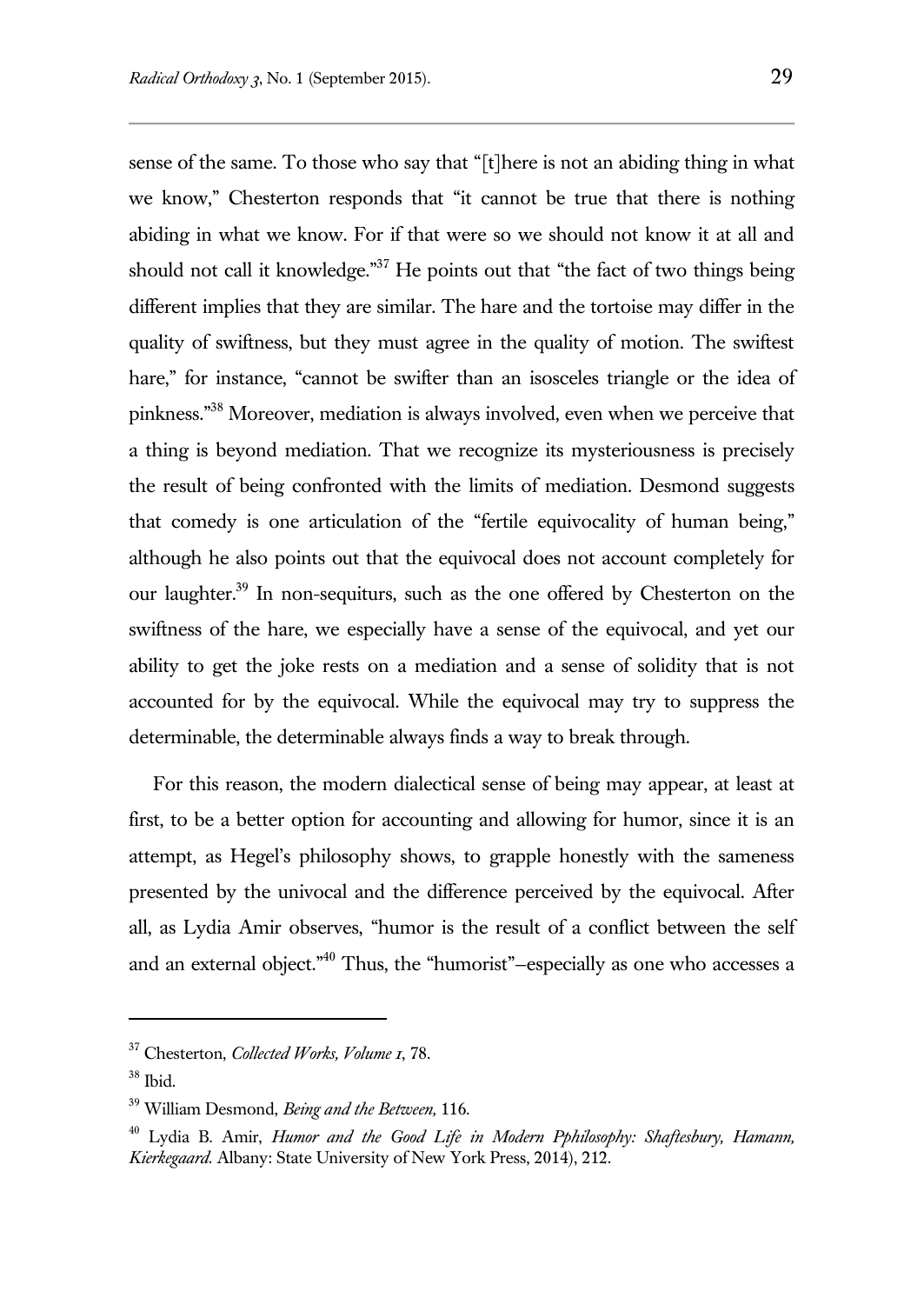sense of the same. To those who say that "[t]here is not an abiding thing in what we know," Chesterton responds that "it cannot be true that there is nothing abiding in what we know. For if that were so we should not know it at all and should not call it knowledge."[37] He points out that "the fact of two things being different implies that they are similar. The hare and the tortoise may differ in the quality of swiftness, but they must agree in the quality of motion. The swiftest hare," for instance, "cannot be swifter than an isosceles triangle or the idea of pinkness."[38] Moreover, mediation is always involved, even when we perceive that a thing is beyond mediation. That we recognize its mysteriousness is precisely the result of being confronted with the limits of mediation. Desmond suggests that comedy is one articulation of the "fertile equivocality of human being," although he also points out that the equivocal does not account completely for our laughter.[39] In non-sequiturs, such as the one offered by Chesterton on the swiftness of the hare, we especially have a sense of the equivocal, and yet our ability to get the joke rests on a mediation and a sense of solidity that is not accounted for by the equivocal. While the equivocal may try to suppress the determinable, the determinable always finds a way to break through.

For this reason, the modern dialectical sense of being may appear, at least at first, to be a better option for accounting and allowing for humor, since it is an attempt, as Hegel's philosophy shows, to grapple honestly with the sameness presented by the univocal and the difference perceived by the equivocal. After all, as Lydia Amir observes, "humor is the result of a conflict between the self and an external object."[40] Thus, the "humorist"–especially as one who accesses a

---

[37] Chesterton, *Collected Works, Volume 1*, 78.

[38] Ibid.

[39] William Desmond, *Being and the Between,* 116.

[40] Lydia B. Amir, *Humor and the Good Life in Modern Pphilosophy: Shaftesbury, Hamann, Kierkegaard.* Albany: State University of New York Press, 2014), 212.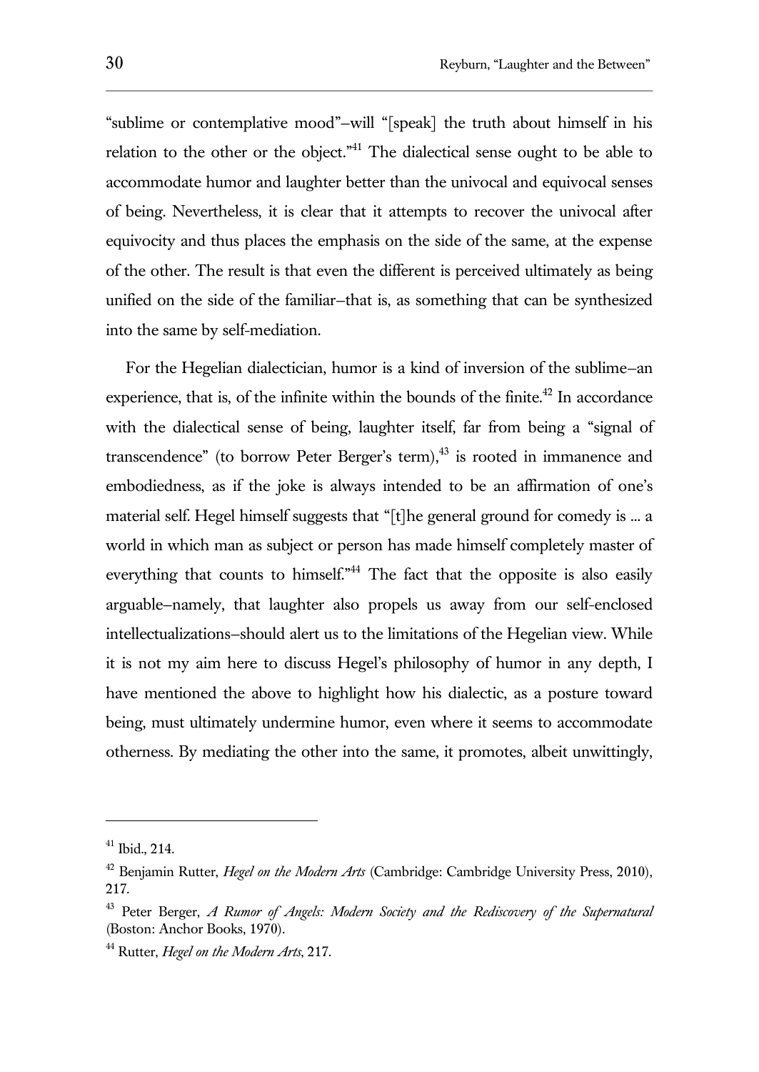"sublime or contemplative mood"—will "[speak] the truth about himself in his relation to the other or the object."[41] The dialectical sense ought to be able to accommodate humor and laughter better than the univocal and equivocal senses of being. Nevertheless, it is clear that it attempts to recover the univocal after equivocity and thus places the emphasis on the side of the same, at the expense of the other. The result is that even the different is perceived ultimately as being unified on the side of the familiar—that is, as something that can be synthesized into the same by self-mediation.

For the Hegelian dialectician, humor is a kind of inversion of the sublime—an experience, that is, of the infinite within the bounds of the finite.[42] In accordance with the dialectical sense of being, laughter itself, far from being a "signal of transcendence" (to borrow Peter Berger's term),[43] is rooted in immanence and embodiedness, as if the joke is always intended to be an affirmation of one's material self. Hegel himself suggests that "[t]he general ground for comedy is ... a world in which man as subject or person has made himself completely master of everything that counts to himself."[44] The fact that the opposite is also easily arguable—namely, that laughter also propels us away from our self-enclosed intellectualizations—should alert us to the limitations of the Hegelian view. While it is not my aim here to discuss Hegel's philosophy of humor in any depth, I have mentioned the above to highlight how his dialectic, as a posture toward being, must ultimately undermine humor, even where it seems to accommodate otherness. By mediating the other into the same, it promotes, albeit unwittingly,

---

[41] Ibid., 214.

[42] Benjamin Rutter, *Hegel on the Modern Arts* (Cambridge: Cambridge University Press, 2010), 217.

[43] Peter Berger, *A Rumor of Angels: Modern Society and the Rediscovery of the Supernatural* (Boston: Anchor Books, 1970).

[44] Rutter, *Hegel on the Modern Arts*, 217.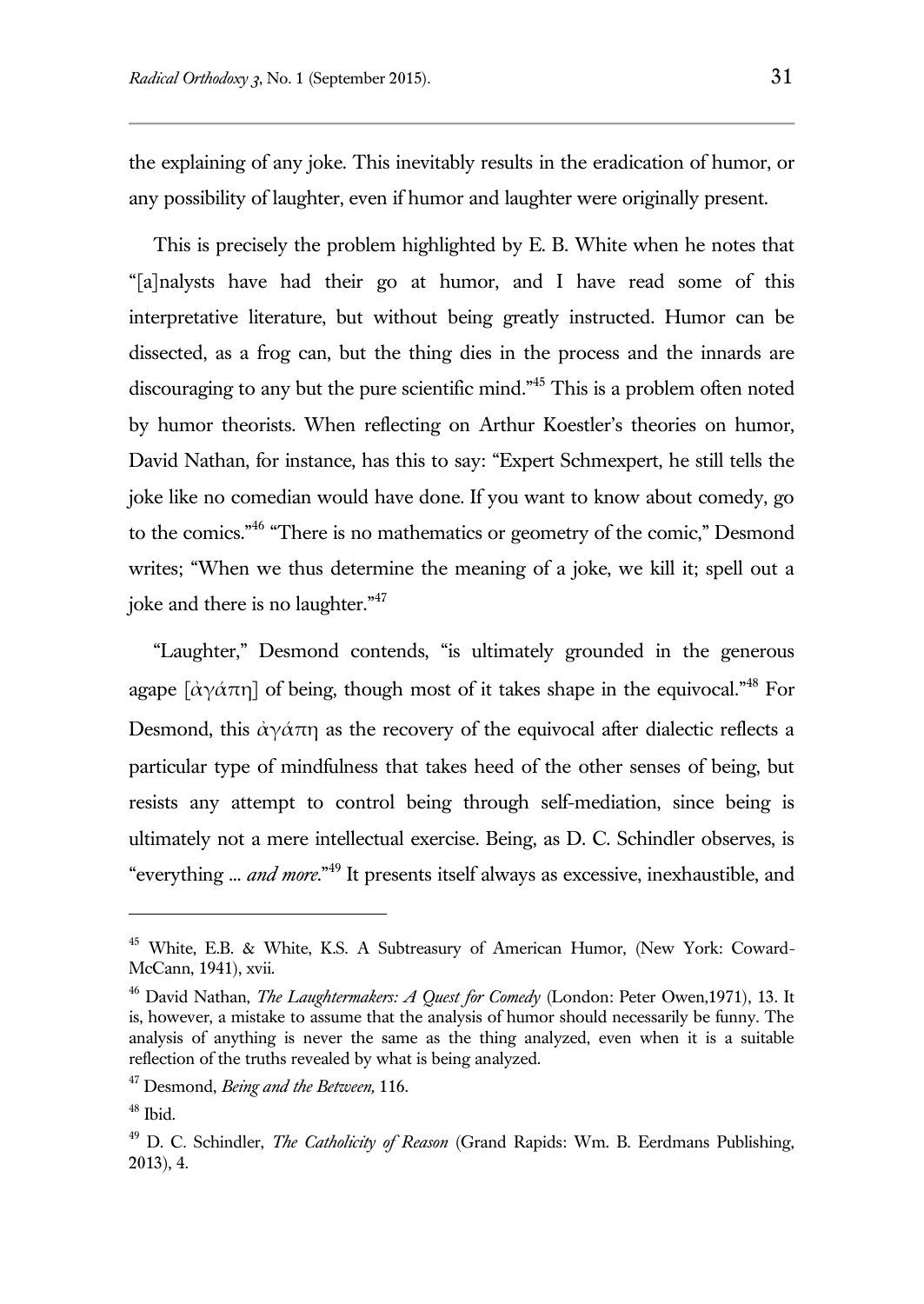the explaining of any joke. This inevitably results in the eradication of humor, or any possibility of laughter, even if humor and laughter were originally present.

This is precisely the problem highlighted by E. B. White when he notes that "[a]nalysts have had their go at humor, and I have read some of this interpretative literature, but without being greatly instructed. Humor can be dissected, as a frog can, but the thing dies in the process and the innards are discouraging to any but the pure scientific mind."[45] This is a problem often noted by humor theorists. When reflecting on Arthur Koestler's theories on humor, David Nathan, for instance, has this to say: "Expert Schmexpert, he still tells the joke like no comedian would have done. If you want to know about comedy, go to the comics."[46] "There is no mathematics or geometry of the comic," Desmond writes; "When we thus determine the meaning of a joke, we kill it; spell out a joke and there is no laughter."[47]

"Laughter," Desmond contends, "is ultimately grounded in the generous agape [ἀγάπη] of being, though most of it takes shape in the equivocal."[48] For Desmond, this ἀγάπη as the recovery of the equivocal after dialectic reflects a particular type of mindfulness that takes heed of the other senses of being, but resists any attempt to control being through self-mediation, since being is ultimately not a mere intellectual exercise. Being, as D. C. Schindler observes, is "everything ... *and more*."[49] It presents itself always as excessive, inexhaustible, and

---

[45] White, E.B. & White, K.S. A Subtreasury of American Humor, (New York: Coward-McCann, 1941), xvii.

[46] David Nathan, *The Laughtermakers: A Quest for Comedy* (London: Peter Owen,1971), 13. It is, however, a mistake to assume that the analysis of humor should necessarily be funny. The analysis of anything is never the same as the thing analyzed, even when it is a suitable reflection of the truths revealed by what is being analyzed.

[47] Desmond, *Being and the Between,* 116.

[48] Ibid.

[49] D. C. Schindler, *The Catholicity of Reason* (Grand Rapids: Wm. B. Eerdmans Publishing, 2013), 4.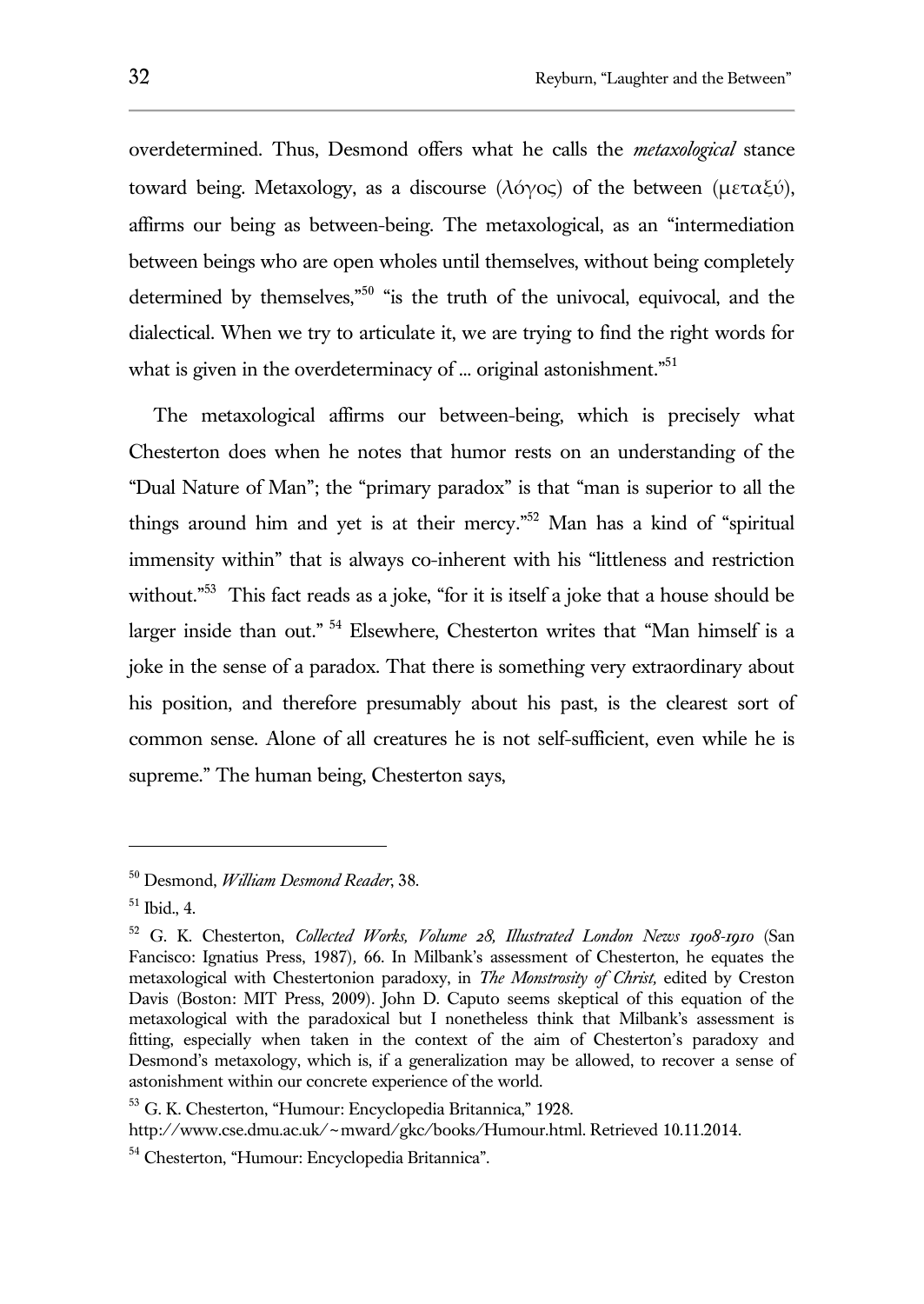overdetermined. Thus, Desmond offers what he calls the *metaxological* stance toward being. Metaxology, as a discourse (λόγος) of the between (μεταξύ), affirms our being as between-being. The metaxological, as an "intermediation between beings who are open wholes until themselves, without being completely determined by themselves,"[50] "is the truth of the univocal, equivocal, and the dialectical. When we try to articulate it, we are trying to find the right words for what is given in the overdeterminacy of … original astonishment."[51]

The metaxological affirms our between-being, which is precisely what Chesterton does when he notes that humor rests on an understanding of the "Dual Nature of Man"; the "primary paradox" is that "man is superior to all the things around him and yet is at their mercy."[52] Man has a kind of "spiritual immensity within" that is always co-inherent with his "littleness and restriction without."[53] This fact reads as a joke, "for it is itself a joke that a house should be larger inside than out." [54] Elsewhere, Chesterton writes that "Man himself is a joke in the sense of a paradox. That there is something very extraordinary about his position, and therefore presumably about his past, is the clearest sort of common sense. Alone of all creatures he is not self-sufficient, even while he is supreme." The human being, Chesterton says,

---

[50] Desmond, *William Desmond Reader*, 38.

[51] Ibid., 4.

[52] G. K. Chesterton, *Collected Works, Volume 28, Illustrated London News 1908-1910* (San Fancisco: Ignatius Press, 1987), 66. In Milbank's assessment of Chesterton, he equates the metaxological with Chestertonion paradox, in *The Monstrosity of Christ,* edited by Creston Davis (Boston: MIT Press, 2009). John D. Caputo seems skeptical of this equation of the metaxological with the paradoxical but I nonetheless think that Milbank's assessment is fitting, especially when taken in the context of the aim of Chesterton's paradox and Desmond's metaxology, which is, if a generalization may be allowed, to recover a sense of astonishment within our concrete experience of the world.

[53] G. K. Chesterton, "Humour: Encyclopedia Britannica," 1928. http://www.cse.dmu.ac.uk/~mward/gkc/books/Humour.html. Retrieved 10.11.2014.

[54] Chesterton, "Humour: Encyclopedia Britannica".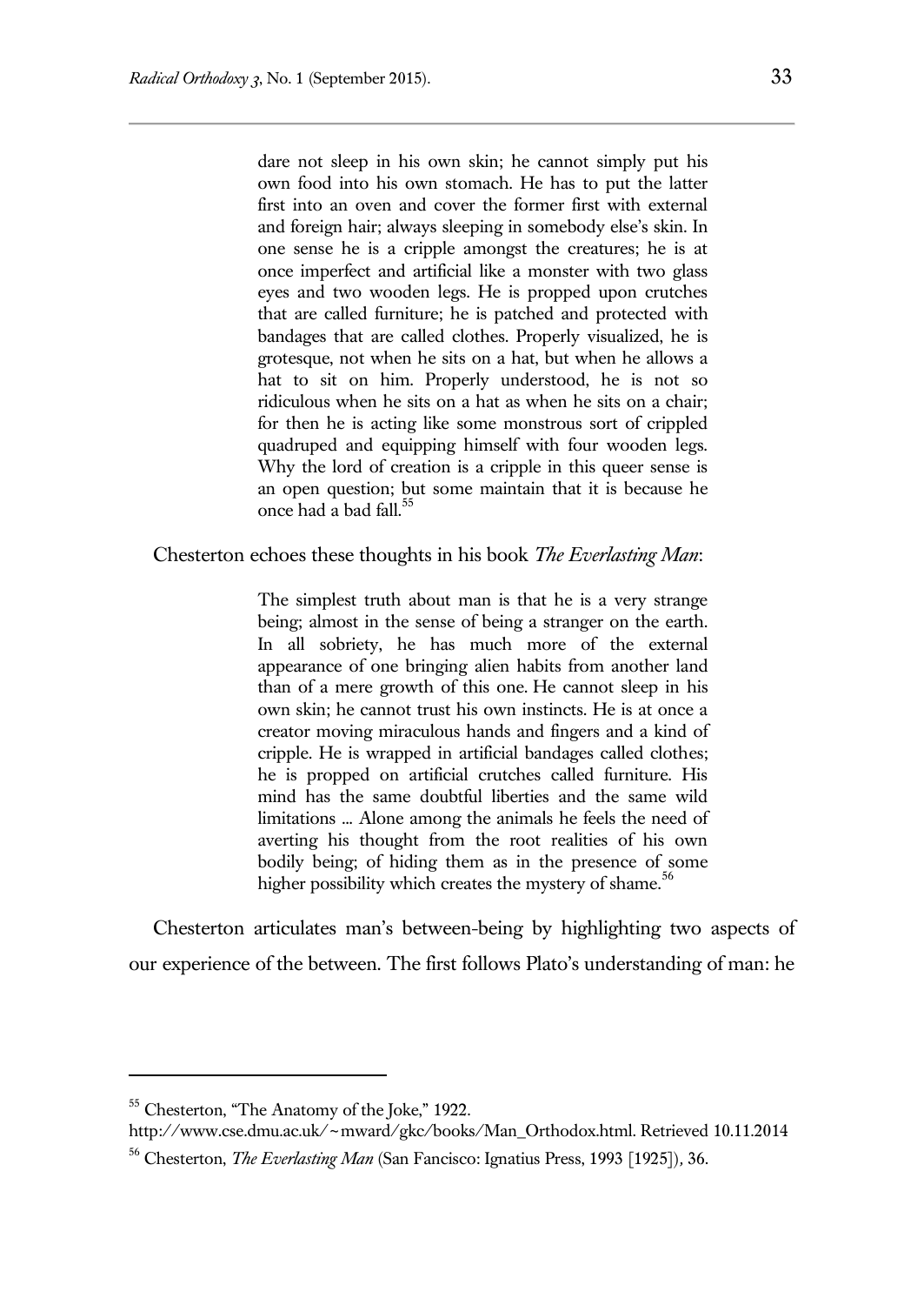> dare not sleep in his own skin; he cannot simply put his own food into his own stomach. He has to put the latter first into an oven and cover the former first with external and foreign hair; always sleeping in somebody else's skin. In one sense he is a cripple amongst the creatures; he is at once imperfect and artificial like a monster with two glass eyes and two wooden legs. He is propped upon crutches that are called furniture; he is patched and protected with bandages that are called clothes. Properly visualized, he is grotesque, not when he sits on a hat, but when he allows a hat to sit on him. Properly understood, he is not so ridiculous when he sits on a hat as when he sits on a chair; for then he is acting like some monstrous sort of crippled quadruped and equipping himself with four wooden legs. Why the lord of creation is a cripple in this queer sense is an open question; but some maintain that it is because he once had a bad fall.[55]

Chesterton echoes these thoughts in his book *The Everlasting Man*:

> The simplest truth about man is that he is a very strange being; almost in the sense of being a stranger on the earth. In all sobriety, he has much more of the external appearance of one bringing alien habits from another land than of a mere growth of this one. He cannot sleep in his own skin; he cannot trust his own instincts. He is at once a creator moving miraculous hands and fingers and a kind of cripple. He is wrapped in artificial bandages called clothes; he is propped on artificial crutches called furniture. His mind has the same doubtful liberties and the same wild limitations ... Alone among the animals he feels the need of averting his thought from the root realities of his own bodily being; of hiding them as in the presence of some higher possibility which creates the mystery of shame.[56]

Chesterton articulates man's between-being by highlighting two aspects of our experience of the between. The first follows Plato's understanding of man: he

---

[55] Chesterton, "The Anatomy of the Joke," 1922. http://www.cse.dmu.ac.uk/~mward/gkc/books/Man_Orthodox.html. Retrieved 10.11.2014

[56] Chesterton, *The Everlasting Man* (San Fancisco: Ignatius Press, 1993 [1925]), 36.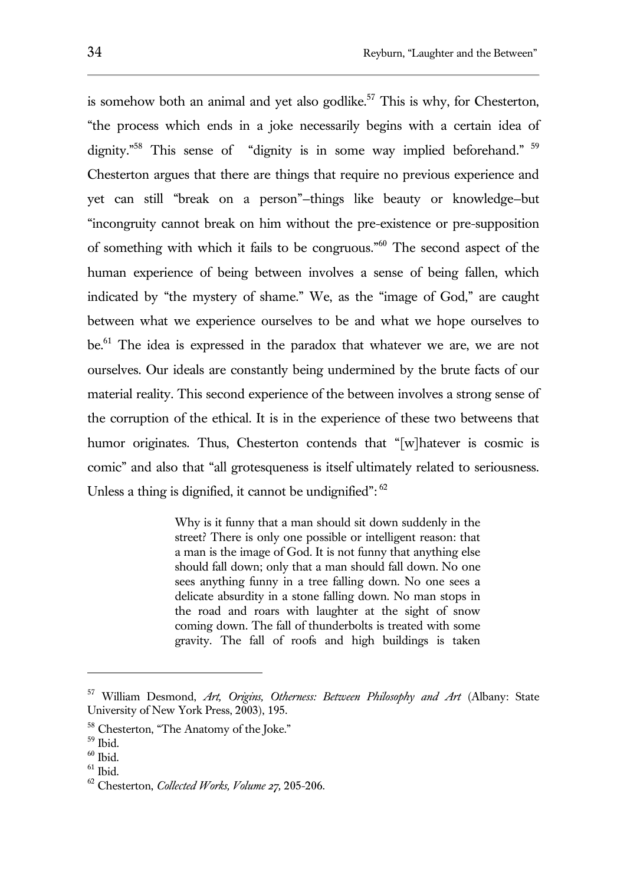is somehow both an animal and yet also godlike.[57] This is why, for Chesterton, "the process which ends in a joke necessarily begins with a certain idea of dignity."[58] This sense of "dignity is in some way implied beforehand."[59] Chesterton argues that there are things that require no previous experience and yet can still "break on a person"—things like beauty or knowledge—but "incongruity cannot break on him without the pre-existence or pre-supposition of something with which it fails to be congruous."[60] The second aspect of the human experience of being between involves a sense of being fallen, which indicated by "the mystery of shame." We, as the "image of God," are caught between what we experience ourselves to be and what we hope ourselves to be.[61] The idea is expressed in the paradox that whatever we are, we are not ourselves. Our ideals are constantly being undermined by the brute facts of our material reality. This second experience of the between involves a strong sense of the corruption of the ethical. It is in the experience of these two betweens that humor originates. Thus, Chesterton contends that "[w]hatever is cosmic is comic" and also that "all grotesqueness is itself ultimately related to seriousness. Unless a thing is dignified, it cannot be undignified":[62]

> Why is it funny that a man should sit down suddenly in the street? There is only one possible or intelligent reason: that a man is the image of God. It is not funny that anything else should fall down; only that a man should fall down. No one sees anything funny in a tree falling down. No one sees a delicate absurdity in a stone falling down. No man stops in the road and roars with laughter at the sight of snow coming down. The fall of thunderbolts is treated with some gravity. The fall of roofs and high buildings is taken

---

[57] William Desmond, *Art, Origins, Otherness: Between Philosophy and Art* (Albany: State University of New York Press, 2003), 195.

[58] Chesterton, "The Anatomy of the Joke."

[59] Ibid.

[60] Ibid.

[61] Ibid.

[62] Chesterton, *Collected Works, Volume 27*, 205-206.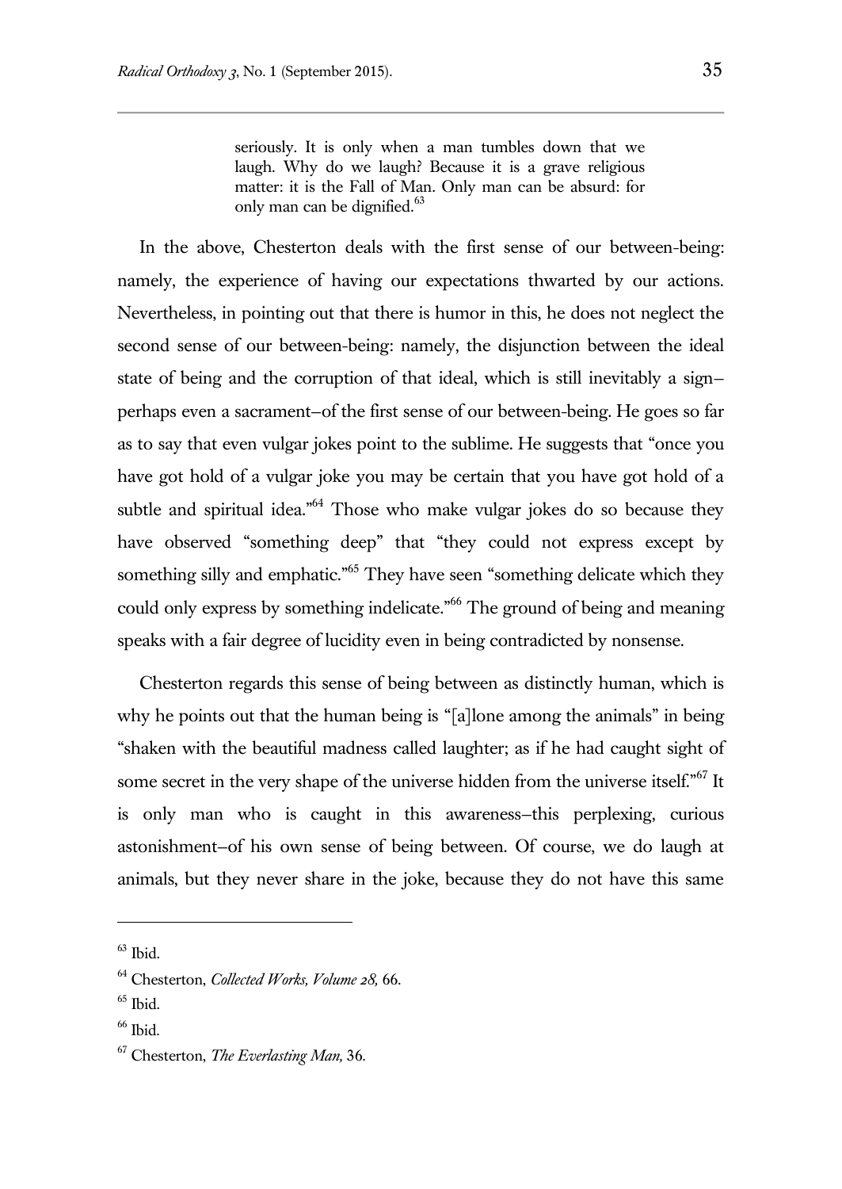> seriously. It is only when a man tumbles down that we laugh. Why do we laugh? Because it is a grave religious matter: it is the Fall of Man. Only man can be absurd: for only man can be dignified.[63]

In the above, Chesterton deals with the first sense of our between-being: namely, the experience of having our expectations thwarted by our actions. Nevertheless, in pointing out that there is humor in this, he does not neglect the second sense of our between-being: namely, the disjunction between the ideal state of being and the corruption of that ideal, which is still inevitably a sign—perhaps even a sacrament—of the first sense of our between-being. He goes so far as to say that even vulgar jokes point to the sublime. He suggests that "once you have got hold of a vulgar joke you may be certain that you have got hold of a subtle and spiritual idea."[64] Those who make vulgar jokes do so because they have observed "something deep" that "they could not express except by something silly and emphatic."[65] They have seen "something delicate which they could only express by something indelicate."[66] The ground of being and meaning speaks with a fair degree of lucidity even in being contradicted by nonsense.

Chesterton regards this sense of being between as distinctly human, which is why he points out that the human being is "[a]lone among the animals" in being "shaken with the beautiful madness called laughter; as if he had caught sight of some secret in the very shape of the universe hidden from the universe itself."[67] It is only man who is caught in this awareness—this perplexing, curious astonishment—of his own sense of being between. Of course, we do laugh at animals, but they never share in the joke, because they do not have this same

---

[63] Ibid.

[64] Chesterton, *Collected Works, Volume 28,* 66.

[65] Ibid.

[66] Ibid.

[67] Chesterton, *The Everlasting Man,* 36.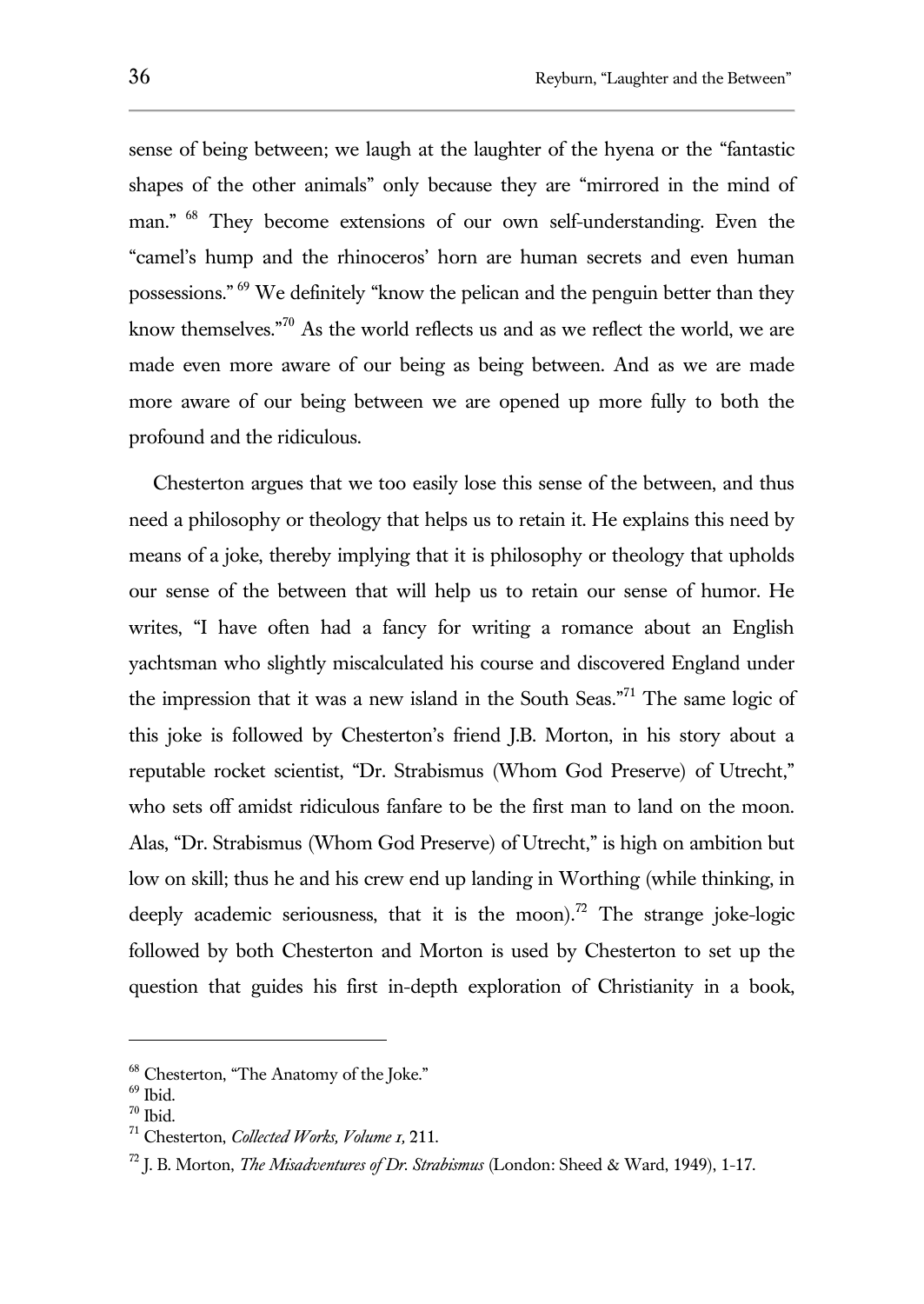sense of being between; we laugh at the laughter of the hyena or the "fantastic shapes of the other animals" only because they are "mirrored in the mind of man." [68] They become extensions of our own self-understanding. Even the "camel's hump and the rhinoceros' horn are human secrets and even human possessions." [69] We definitely "know the pelican and the penguin better than they know themselves."[70] As the world reflects us and as we reflect the world, we are made even more aware of our being as being between. And as we are made more aware of our being between we are opened up more fully to both the profound and the ridiculous.

Chesterton argues that we too easily lose this sense of the between, and thus need a philosophy or theology that helps us to retain it. He explains this need by means of a joke, thereby implying that it is philosophy or theology that upholds our sense of the between that will help us to retain our sense of humor. He writes, "I have often had a fancy for writing a romance about an English yachtsman who slightly miscalculated his course and discovered England under the impression that it was a new island in the South Seas."[71] The same logic of this joke is followed by Chesterton's friend J.B. Morton, in his story about a reputable rocket scientist, "Dr. Strabismus (Whom God Preserve) of Utrecht," who sets off amidst ridiculous fanfare to be the first man to land on the moon. Alas, "Dr. Strabismus (Whom God Preserve) of Utrecht," is high on ambition but low on skill; thus he and his crew end up landing in Worthing (while thinking, in deeply academic seriousness, that it is the moon).[72] The strange joke-logic followed by both Chesterton and Morton is used by Chesterton to set up the question that guides his first in-depth exploration of Christianity in a book,

---

[68] Chesterton, "The Anatomy of the Joke."

[69] Ibid.

[70] Ibid.

[71] Chesterton, *Collected Works, Volume 1,* 211.

[72] J. B. Morton, *The Misadventures of Dr. Strabismus* (London: Sheed & Ward, 1949), 1-17.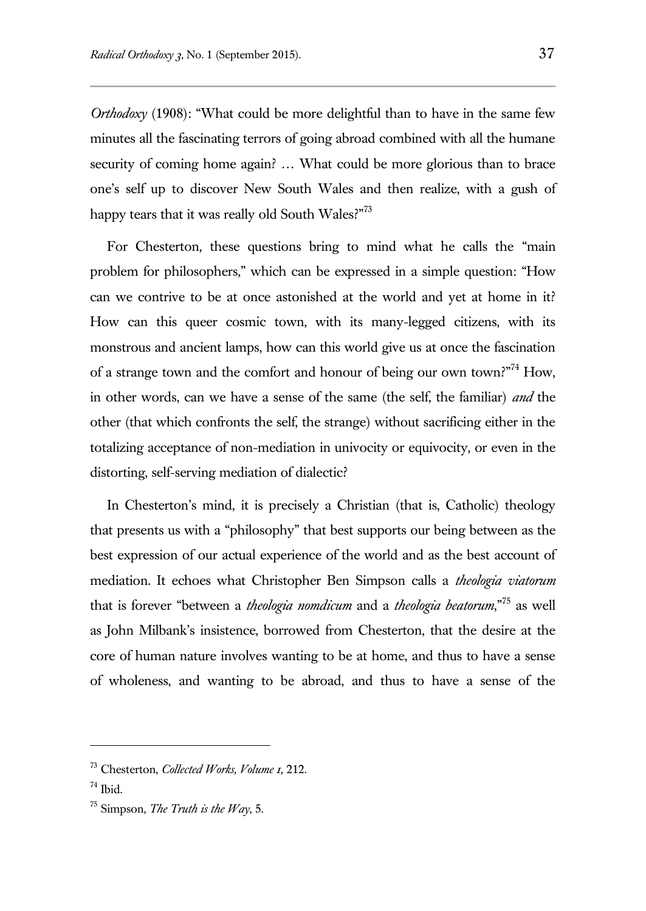*Orthodoxy* (1908): "What could be more delightful than to have in the same few minutes all the fascinating terrors of going abroad combined with all the humane security of coming home again? … What could be more glorious than to brace one's self up to discover New South Wales and then realize, with a gush of happy tears that it was really old South Wales?"[73]

For Chesterton, these questions bring to mind what he calls the "main problem for philosophers," which can be expressed in a simple question: "How can we contrive to be at once astonished at the world and yet at home in it? How can this queer cosmic town, with its many-legged citizens, with its monstrous and ancient lamps, how can this world give us at once the fascination of a strange town and the comfort and honour of being our own town?"[74] How, in other words, can we have a sense of the same (the self, the familiar) *and* the other (that which confronts the self, the strange) without sacrificing either in the totalizing acceptance of non-mediation in univocity or equivocity, or even in the distorting, self-serving mediation of dialectic?

In Chesterton's mind, it is precisely a Christian (that is, Catholic) theology that presents us with a "philosophy" that best supports our being between as the best expression of our actual experience of the world and as the best account of mediation. It echoes what Christopher Ben Simpson calls a *theologia viatorum* that is forever "between a *theologia nomdicum* and a *theologia beatorum*,"[75] as well as John Milbank's insistence, borrowed from Chesterton, that the desire at the core of human nature involves wanting to be at home, and thus to have a sense of wholeness, and wanting to be abroad, and thus to have a sense of the

---

[73] Chesterton, *Collected Works, Volume 1,* 212.

[74] Ibid.

[75] Simpson, *The Truth is the Way*, 5.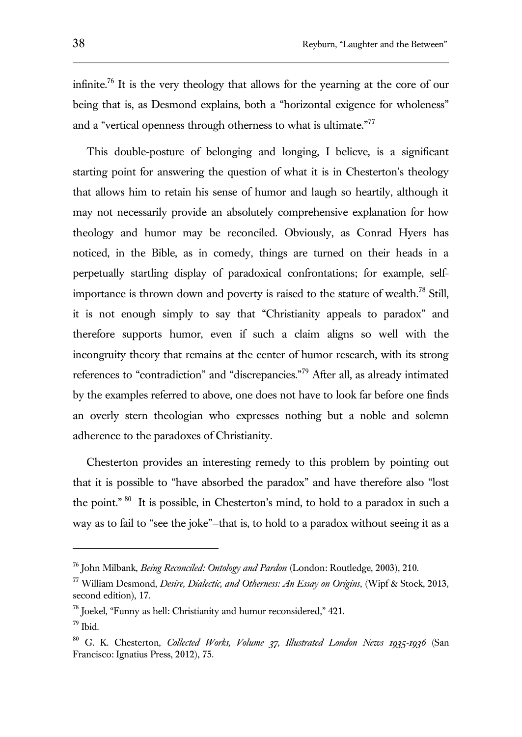infinite.[76] It is the very theology that allows for the yearning at the core of our being that is, as Desmond explains, both a "horizontal exigence for wholeness" and a "vertical openness through otherness to what is ultimate."[77]

This double-posture of belonging and longing, I believe, is a significant starting point for answering the question of what it is in Chesterton's theology that allows him to retain his sense of humor and laugh so heartily, although it may not necessarily provide an absolutely comprehensive explanation for how theology and humor may be reconciled. Obviously, as Conrad Hyers has noticed, in the Bible, as in comedy, things are turned on their heads in a perpetually startling display of paradoxical confrontations; for example, self-importance is thrown down and poverty is raised to the stature of wealth.[78] Still, it is not enough simply to say that "Christianity appeals to paradox" and therefore supports humor, even if such a claim aligns so well with the incongruity theory that remains at the center of humor research, with its strong references to "contradiction" and "discrepancies."[79] After all, as already intimated by the examples referred to above, one does not have to look far before one finds an overly stern theologian who expresses nothing but a noble and solemn adherence to the paradoxes of Christianity.

Chesterton provides an interesting remedy to this problem by pointing out that it is possible to "have absorbed the paradox" and have therefore also "lost the point." [80] It is possible, in Chesterton's mind, to hold to a paradox in such a way as to fail to "see the joke"—that is, to hold to a paradox without seeing it as a

---

[76] John Milbank, *Being Reconciled: Ontology and Pardon* (London: Routledge, 2003), 210.

[77] William Desmond, *Desire, Dialectic, and Otherness: An Essay on Origins*, (Wipf & Stock, 2013, second edition), 17.

[78] Joekel, "Funny as hell: Christianity and humor reconsidered," 421.

[79] Ibid.

[80] G. K. Chesterton, *Collected Works, Volume 37, Illustrated London News 1935-1936* (San Francisco: Ignatius Press, 2012), 75.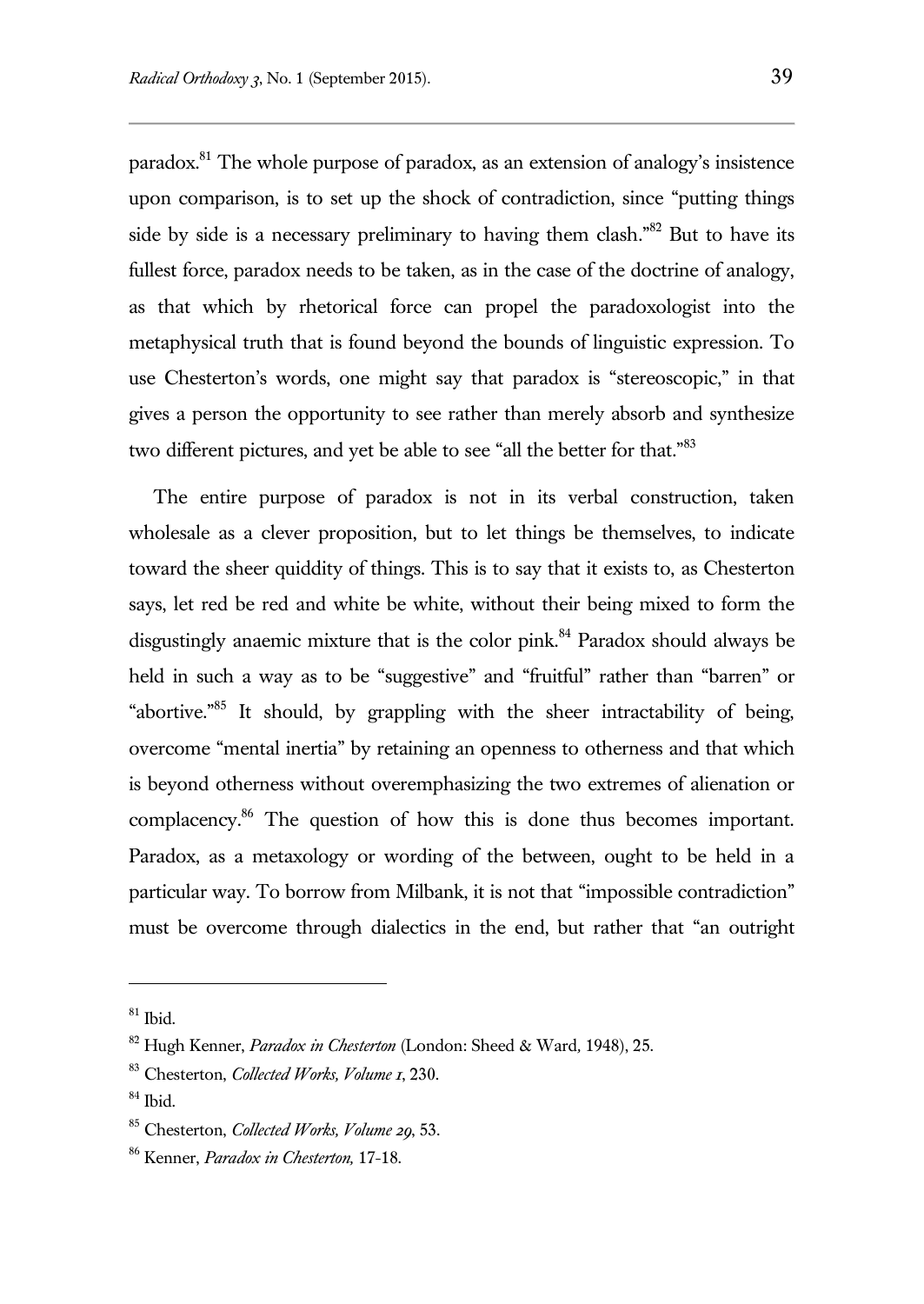paradox.[81] The whole purpose of paradox, as an extension of analogy's insistence upon comparison, is to set up the shock of contradiction, since "putting things side by side is a necessary preliminary to having them clash."[82] But to have its fullest force, paradox needs to be taken, as in the case of the doctrine of analogy, as that which by rhetorical force can propel the paradoxologist into the metaphysical truth that is found beyond the bounds of linguistic expression. To use Chesterton's words, one might say that paradox is "stereoscopic," in that gives a person the opportunity to see rather than merely absorb and synthesize two different pictures, and yet be able to see "all the better for that."[83]

The entire purpose of paradox is not in its verbal construction, taken wholesale as a clever proposition, but to let things be themselves, to indicate toward the sheer quiddity of things. This is to say that it exists to, as Chesterton says, let red be red and white be white, without their being mixed to form the disgustingly anaemic mixture that is the color pink.[84] Paradox should always be held in such a way as to be "suggestive" and "fruitful" rather than "barren" or "abortive."[85] It should, by grappling with the sheer intractability of being, overcome "mental inertia" by retaining an openness to otherness and that which is beyond otherness without overemphasizing the two extremes of alienation or complacency.[86] The question of how this is done thus becomes important. Paradox, as a metaxology or wording of the between, ought to be held in a particular way. To borrow from Milbank, it is not that "impossible contradiction" must be overcome through dialectics in the end, but rather that "an outright

---

[81] Ibid.

[82] Hugh Kenner, *Paradox in Chesterton* (London: Sheed & Ward, 1948), 25.

[83] Chesterton, *Collected Works, Volume 1*, 230.

[84] Ibid.

[85] Chesterton, *Collected Works, Volume 29*, 53.

[86] Kenner, *Paradox in Chesterton*, 17-18.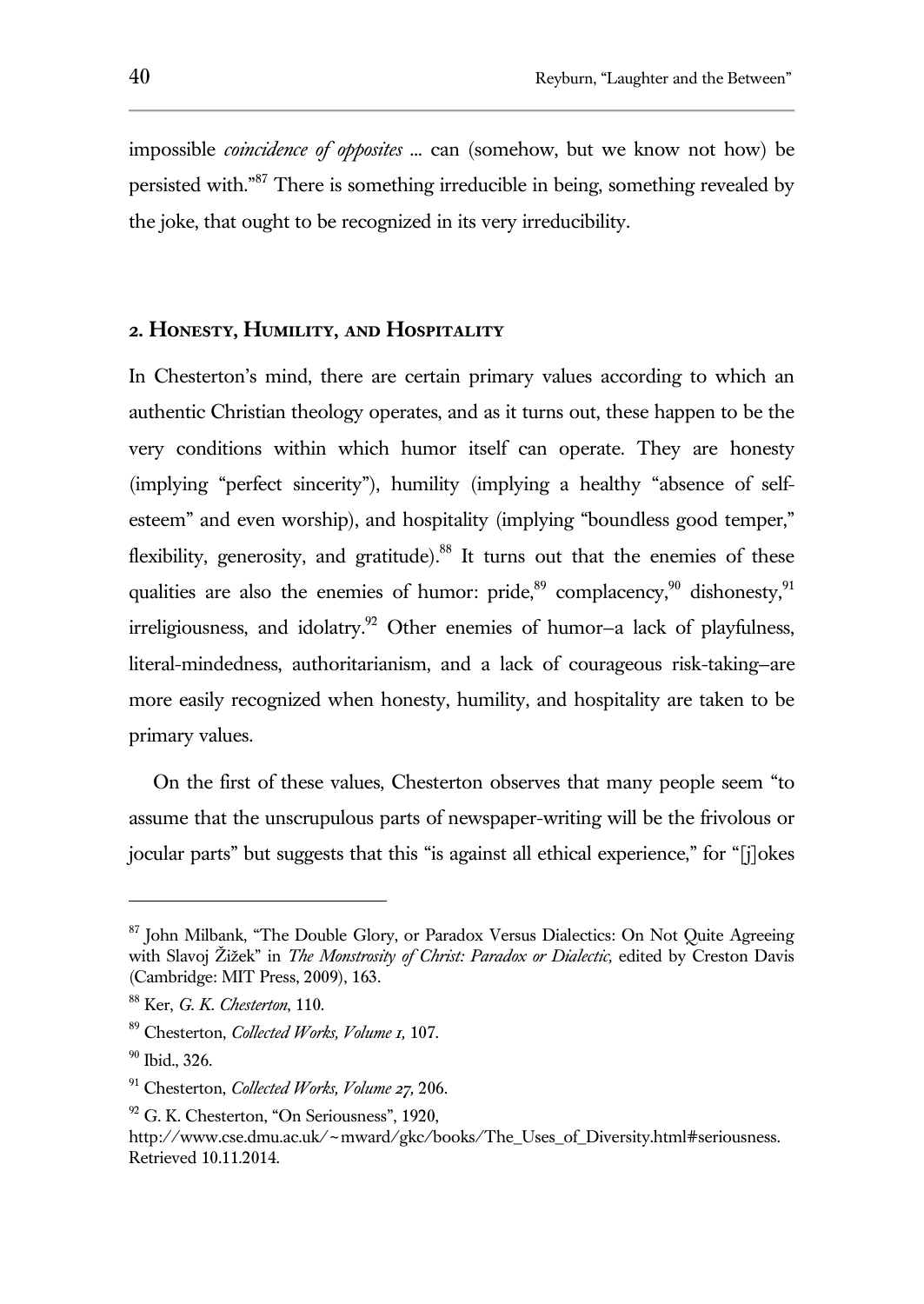impossible *coincidence of opposites* ... can (somehow, but we know not how) be persisted with."[87] There is something irreducible in being, something revealed by the joke, that ought to be recognized in its very irreducibility.

## 2. Honesty, Humility, and Hospitality

In Chesterton's mind, there are certain primary values according to which an authentic Christian theology operates, and as it turns out, these happen to be the very conditions within which humor itself can operate. They are honesty (implying "perfect sincerity"), humility (implying a healthy "absence of self-esteem" and even worship), and hospitality (implying "boundless good temper," flexibility, generosity, and gratitude).[88] It turns out that the enemies of these qualities are also the enemies of humor: pride,[89] complacency,[90] dishonesty,[91] irreligiousness, and idolatry.[92] Other enemies of humor—a lack of playfulness, literal-mindedness, authoritarianism, and a lack of courageous risk-taking—are more easily recognized when honesty, humility, and hospitality are taken to be primary values.

On the first of these values, Chesterton observes that many people seem "to assume that the unscrupulous parts of newspaper-writing will be the frivolous or jocular parts" but suggests that this "is against all ethical experience," for "[j]okes

---

[87] John Milbank, "The Double Glory, or Paradox Versus Dialectics: On Not Quite Agreeing with Slavoj Žižek" in *The Monstrosity of Christ: Paradox or Dialectic,* edited by Creston Davis (Cambridge: MIT Press, 2009), 163.

[88] Ker, *G. K. Chesterton*, 110.

[89] Chesterton, *Collected Works, Volume 1,* 107.

[90] Ibid., 326.

[91] Chesterton, *Collected Works, Volume 27,* 206.

[92] G. K. Chesterton, "On Seriousness", 1920, http://www.cse.dmu.ac.uk/~mward/gkc/books/The_Uses_of_Diversity.html#seriousness. Retrieved 10.11.2014.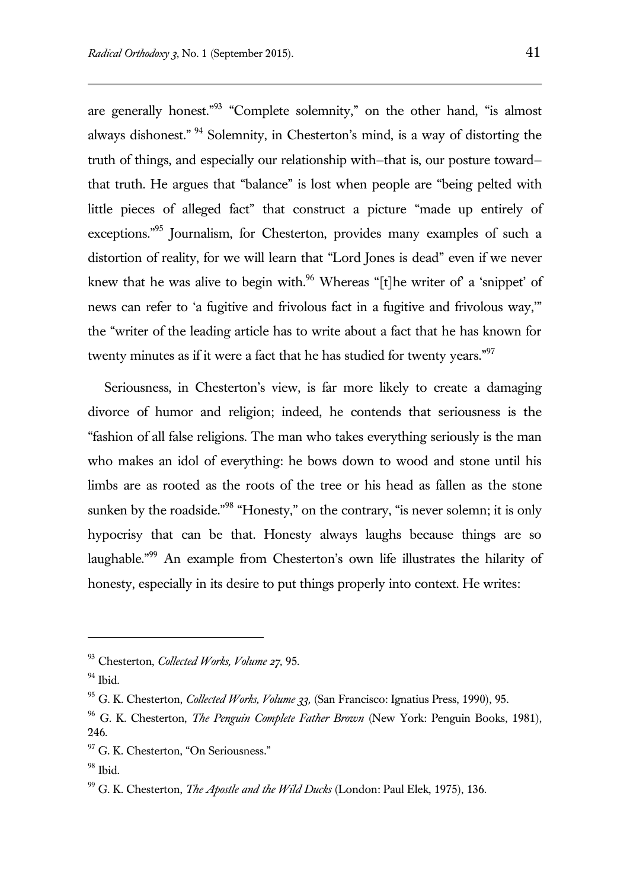are generally honest."[93] "Complete solemnity," on the other hand, "is almost always dishonest." [94] Solemnity, in Chesterton's mind, is a way of distorting the truth of things, and especially our relationship with–that is, our posture toward–that truth. He argues that "balance" is lost when people are "being pelted with little pieces of alleged fact" that construct a picture "made up entirely of exceptions."[95] Journalism, for Chesterton, provides many examples of such a distortion of reality, for we will learn that "Lord Jones is dead" even if we never knew that he was alive to begin with.[96] Whereas "[t]he writer of' a 'snippet' of news can refer to 'a fugitive and frivolous fact in a fugitive and frivolous way,'" the "writer of the leading article has to write about a fact that he has known for twenty minutes as if it were a fact that he has studied for twenty years."[97]

Seriousness, in Chesterton's view, is far more likely to create a damaging divorce of humor and religion; indeed, he contends that seriousness is the "fashion of all false religions. The man who takes everything seriously is the man who makes an idol of everything: he bows down to wood and stone until his limbs are as rooted as the roots of the tree or his head as fallen as the stone sunken by the roadside."[98] "Honesty," on the contrary, "is never solemn; it is only hypocrisy that can be that. Honesty always laughs because things are so laughable."[99] An example from Chesterton's own life illustrates the hilarity of honesty, especially in its desire to put things properly into context. He writes:

---

[93] Chesterton, *Collected Works, Volume 27,* 95.

[94] Ibid.

[95] G. K. Chesterton, *Collected Works, Volume 33,* (San Francisco: Ignatius Press, 1990), 95.

[96] G. K. Chesterton, *The Penguin Complete Father Brown* (New York: Penguin Books, 1981), 246.

[97] G. K. Chesterton, "On Seriousness."

[98] Ibid.

[99] G. K. Chesterton, *The Apostle and the Wild Ducks* (London: Paul Elek, 1975), 136.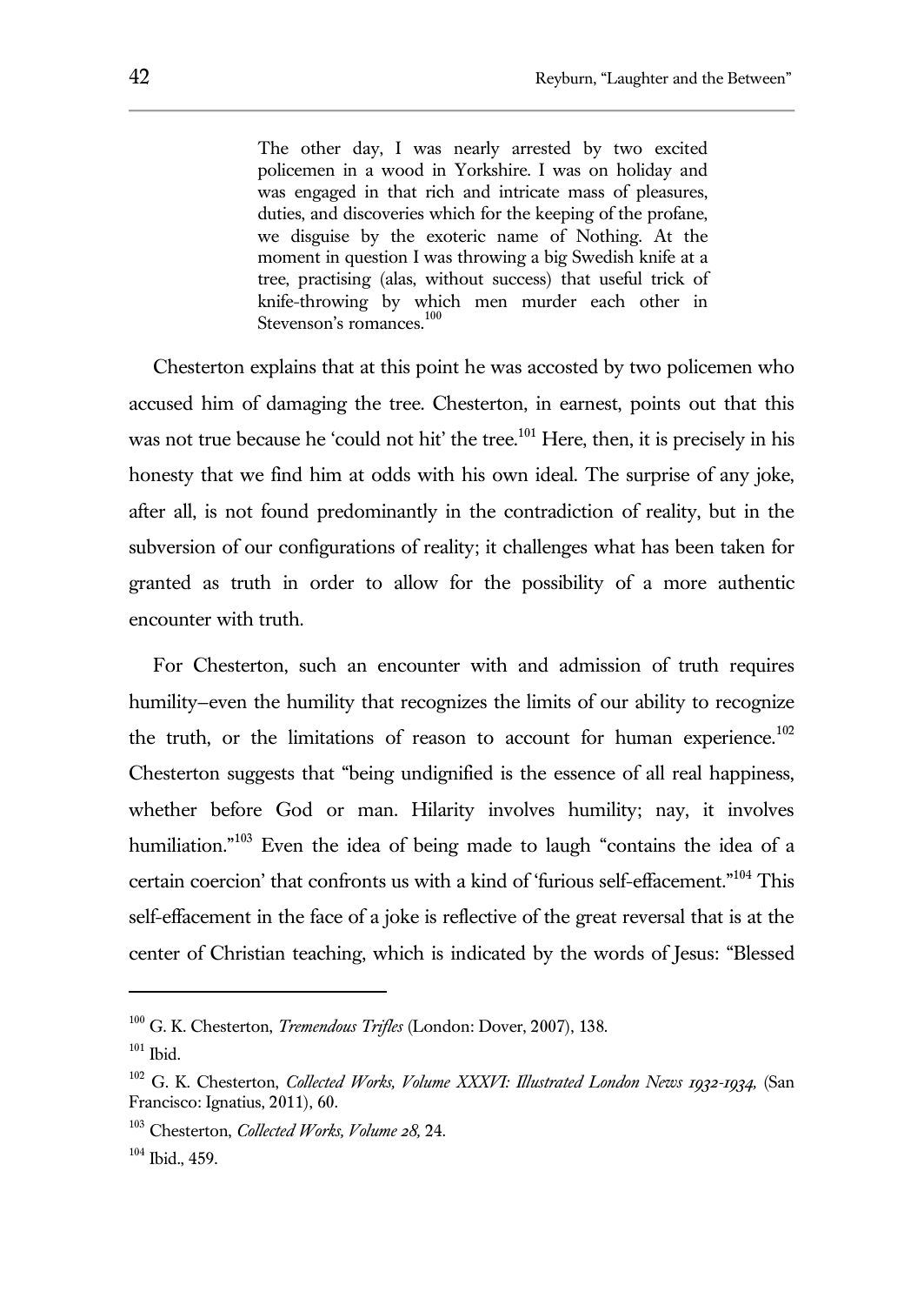> The other day, I was nearly arrested by two excited policemen in a wood in Yorkshire. I was on holiday and was engaged in that rich and intricate mass of pleasures, duties, and discoveries which for the keeping of the profane, we disguise by the exoteric name of Nothing. At the moment in question I was throwing a big Swedish knife at a tree, practising (alas, without success) that useful trick of knife-throwing by which men murder each other in Stevenson's romances.[100]

Chesterton explains that at this point he was accosted by two policemen who accused him of damaging the tree. Chesterton, in earnest, points out that this was not true because he 'could not hit' the tree.[101] Here, then, it is precisely in his honesty that we find him at odds with his own ideal. The surprise of any joke, after all, is not found predominantly in the contradiction of reality, but in the subversion of our configurations of reality; it challenges what has been taken for granted as truth in order to allow for the possibility of a more authentic encounter with truth.

For Chesterton, such an encounter with and admission of truth requires humility—even the humility that recognizes the limits of our ability to recognize the truth, or the limitations of reason to account for human experience.[102] Chesterton suggests that "being undignified is the essence of all real happiness, whether before God or man. Hilarity involves humility; nay, it involves humiliation."[103] Even the idea of being made to laugh "contains the idea of a certain coercion' that confronts us with a kind of 'furious self-effacement."[104] This self-effacement in the face of a joke is reflective of the great reversal that is at the center of Christian teaching, which is indicated by the words of Jesus: "Blessed

---

[100] G. K. Chesterton, *Tremendous Trifles* (London: Dover, 2007), 138.

[101] Ibid.

[102] G. K. Chesterton, *Collected Works, Volume XXXVI: Illustrated London News 1932-1934,* (San Francisco: Ignatius, 2011), 60.

[103] Chesterton, *Collected Works, Volume 28,* 24.

[104] Ibid., 459.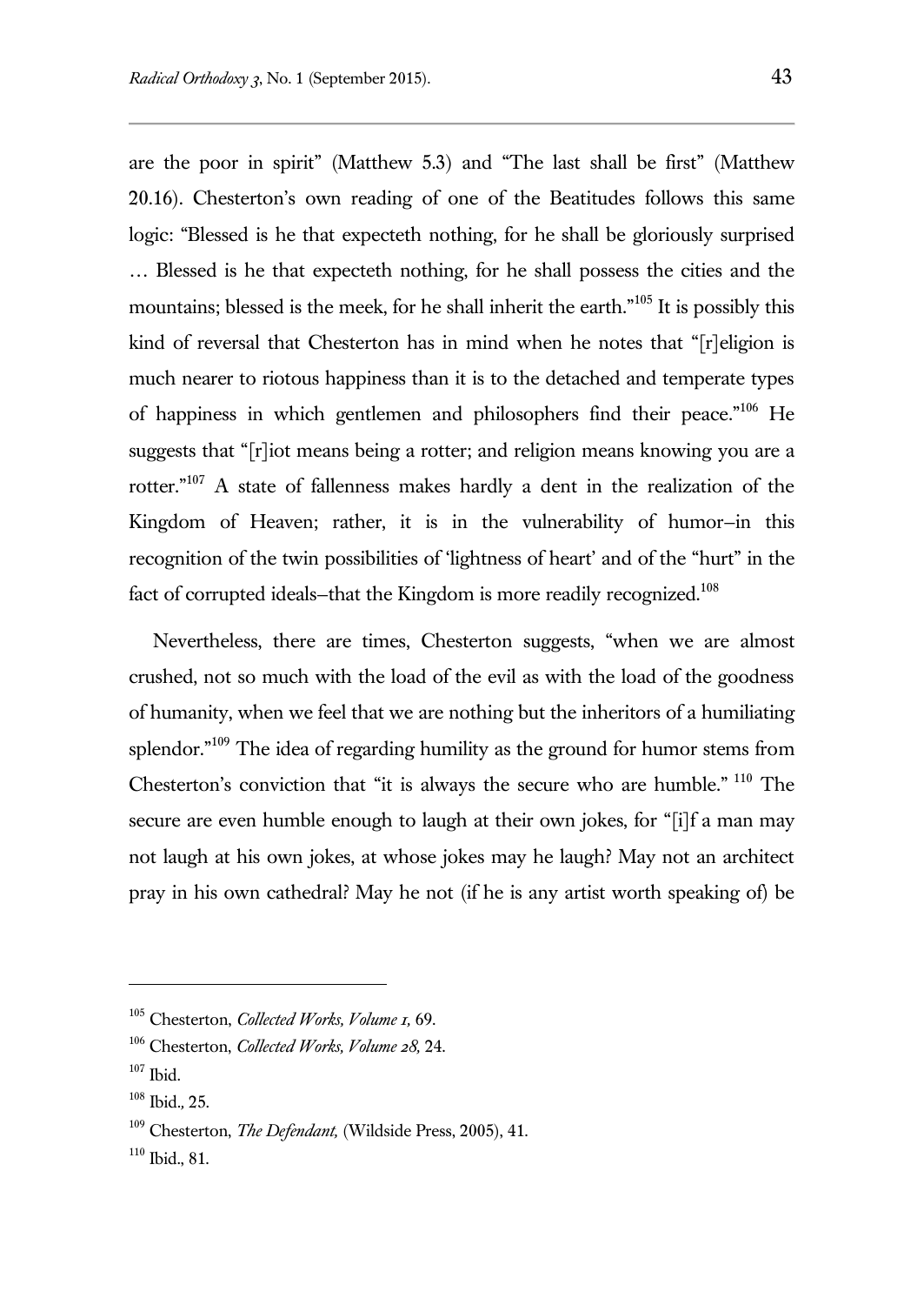are the poor in spirit" (Matthew 5.3) and "The last shall be first" (Matthew 20.16). Chesterton's own reading of one of the Beatitudes follows this same logic: "Blessed is he that expecteth nothing, for he shall be gloriously surprised … Blessed is he that expecteth nothing, for he shall possess the cities and the mountains; blessed is the meek, for he shall inherit the earth."[105] It is possibly this kind of reversal that Chesterton has in mind when he notes that "[r]eligion is much nearer to riotous happiness than it is to the detached and temperate types of happiness in which gentlemen and philosophers find their peace."[106] He suggests that "[r]iot means being a rotter; and religion means knowing you are a rotter."[107] A state of fallenness makes hardly a dent in the realization of the Kingdom of Heaven; rather, it is in the vulnerability of humor–in this recognition of the twin possibilities of 'lightness of heart' and of the "hurt" in the fact of corrupted ideals–that the Kingdom is more readily recognized.[108]

Nevertheless, there are times, Chesterton suggests, "when we are almost crushed, not so much with the load of the evil as with the load of the goodness of humanity, when we feel that we are nothing but the inheritors of a humiliating splendor."[109] The idea of regarding humility as the ground for humor stems from Chesterton's conviction that "it is always the secure who are humble." [110] The secure are even humble enough to laugh at their own jokes, for "[i]f a man may not laugh at his own jokes, at whose jokes may he laugh? May not an architect pray in his own cathedral? May he not (if he is any artist worth speaking of) be

---

[105] Chesterton, *Collected Works, Volume 1,* 69.

[106] Chesterton, *Collected Works, Volume 28,* 24.

[107] Ibid.

[108] Ibid., 25.

[109] Chesterton, *The Defendant,* (Wildside Press, 2005), 41.

[110] Ibid., 81.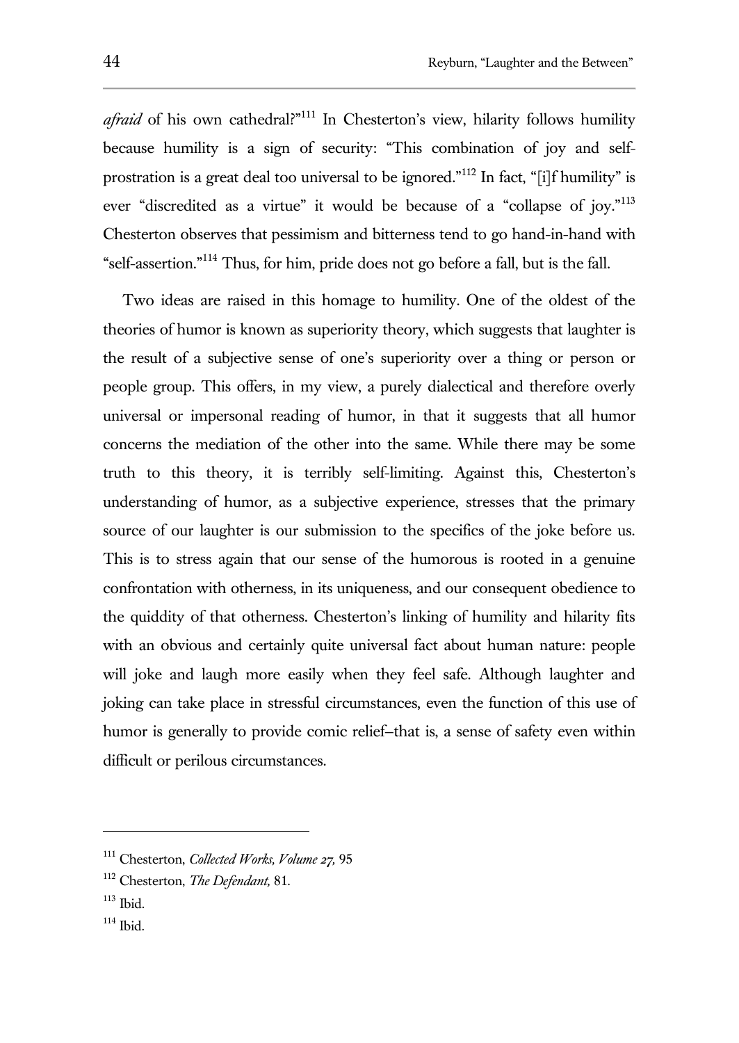*afraid* of his own cathedral?"[111] In Chesterton's view, hilarity follows humility because humility is a sign of security: "This combination of joy and self-prostration is a great deal too universal to be ignored."[112] In fact, "[i]f humility" is ever "discredited as a virtue" it would be because of a "collapse of joy."[113] Chesterton observes that pessimism and bitterness tend to go hand-in-hand with "self-assertion."[114] Thus, for him, pride does not go before a fall, but is the fall.

Two ideas are raised in this homage to humility. One of the oldest of the theories of humor is known as superiority theory, which suggests that laughter is the result of a subjective sense of one's superiority over a thing or person or people group. This offers, in my view, a purely dialectical and therefore overly universal or impersonal reading of humor, in that it suggests that all humor concerns the mediation of the other into the same. While there may be some truth to this theory, it is terribly self-limiting. Against this, Chesterton's understanding of humor, as a subjective experience, stresses that the primary source of our laughter is our submission to the specifics of the joke before us. This is to stress again that our sense of the humorous is rooted in a genuine confrontation with otherness, in its uniqueness, and our consequent obedience to the quiddity of that otherness. Chesterton's linking of humility and hilarity fits with an obvious and certainly quite universal fact about human nature: people will joke and laugh more easily when they feel safe. Although laughter and joking can take place in stressful circumstances, even the function of this use of humor is generally to provide comic relief–that is, a sense of safety even within difficult or perilous circumstances.

---

[111] Chesterton, *Collected Works, Volume 27,* 95

[112] Chesterton, *The Defendant,* 81.

[113] Ibid.

[114] Ibid.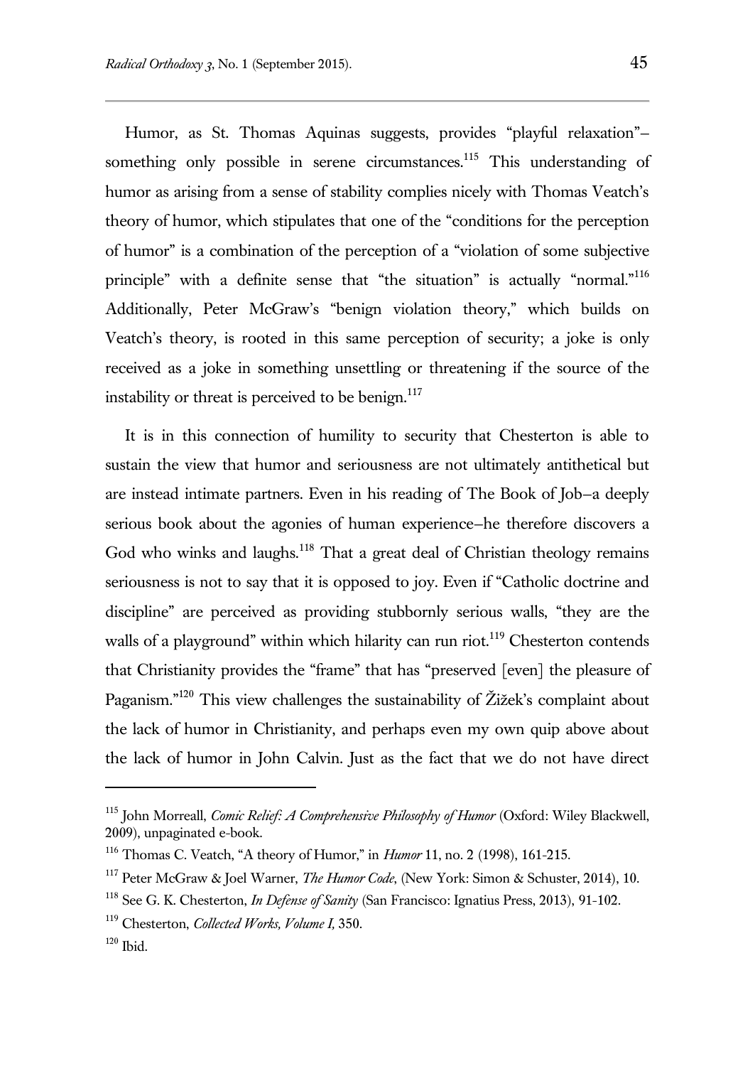Humor, as St. Thomas Aquinas suggests, provides "playful relaxation"–something only possible in serene circumstances.[115] This understanding of humor as arising from a sense of stability complies nicely with Thomas Veatch's theory of humor, which stipulates that one of the "conditions for the perception of humor" is a combination of the perception of a "violation of some subjective principle" with a definite sense that "the situation" is actually "normal."[116] Additionally, Peter McGraw's "benign violation theory," which builds on Veatch's theory, is rooted in this same perception of security; a joke is only received as a joke in something unsettling or threatening if the source of the instability or threat is perceived to be benign.[117]

It is in this connection of humility to security that Chesterton is able to sustain the view that humor and seriousness are not ultimately antithetical but are instead intimate partners. Even in his reading of The Book of Job–a deeply serious book about the agonies of human experience–he therefore discovers a God who winks and laughs.[118] That a great deal of Christian theology remains seriousness is not to say that it is opposed to joy. Even if "Catholic doctrine and discipline" are perceived as providing stubbornly serious walls, "they are the walls of a playground" within which hilarity can run riot.[119] Chesterton contends that Christianity provides the "frame" that has "preserved [even] the pleasure of Paganism."[120] This view challenges the sustainability of Žižek's complaint about the lack of humor in Christianity, and perhaps even my own quip above about the lack of humor in John Calvin. Just as the fact that we do not have direct

---

[115] John Morreall, *Comic Relief: A Comprehensive Philosophy of Humor* (Oxford: Wiley Blackwell, 2009), unpaginated e-book.

[116] Thomas C. Veatch, "A theory of Humor," in *Humor* 11, no. 2 (1998), 161-215.

[117] Peter McGraw & Joel Warner, *The Humor Code*, (New York: Simon & Schuster, 2014), 10.

[118] See G. K. Chesterton, *In Defense of Sanity* (San Francisco: Ignatius Press, 2013), 91-102.

[119] Chesterton, *Collected Works, Volume I,* 350.

[120] Ibid.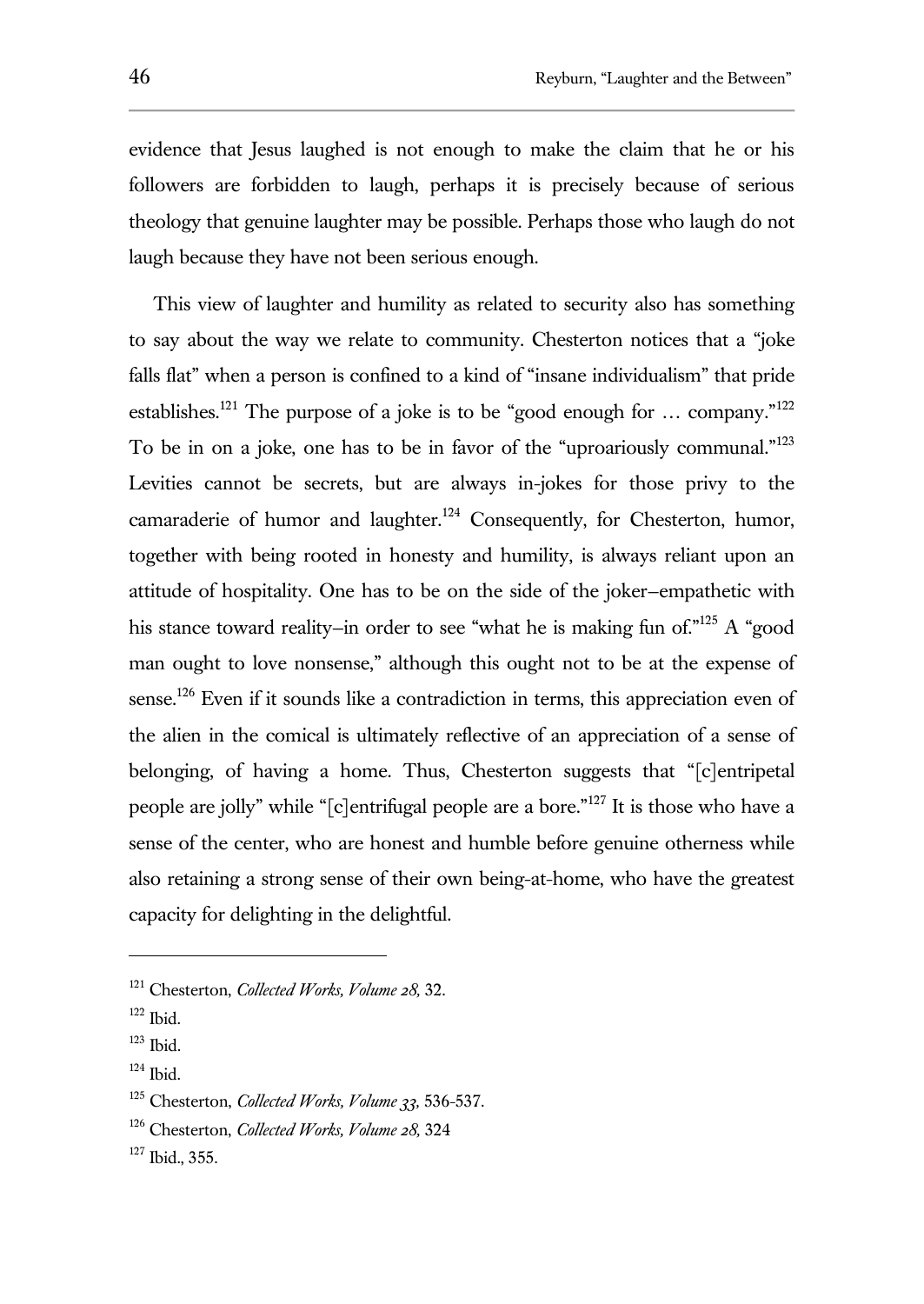evidence that Jesus laughed is not enough to make the claim that he or his followers are forbidden to laugh, perhaps it is precisely because of serious theology that genuine laughter may be possible. Perhaps those who laugh do not laugh because they have not been serious enough.

This view of laughter and humility as related to security also has something to say about the way we relate to community. Chesterton notices that a "joke falls flat" when a person is confined to a kind of "insane individualism" that pride establishes.[121] The purpose of a joke is to be "good enough for … company."[122] To be in on a joke, one has to be in favor of the "uproariously communal."[123] Levities cannot be secrets, but are always in-jokes for those privy to the camaraderie of humor and laughter.[124] Consequently, for Chesterton, humor, together with being rooted in honesty and humility, is always reliant upon an attitude of hospitality. One has to be on the side of the joker–empathetic with his stance toward reality–in order to see "what he is making fun of."[125] A "good man ought to love nonsense," although this ought not to be at the expense of sense.[126] Even if it sounds like a contradiction in terms, this appreciation even of the alien in the comical is ultimately reflective of an appreciation of a sense of belonging, of having a home. Thus, Chesterton suggests that "[c]entripetal people are jolly" while "[c]entrifugal people are a bore."[127] It is those who have a sense of the center, who are honest and humble before genuine otherness while also retaining a strong sense of their own being-at-home, who have the greatest capacity for delighting in the delightful.

---

[121] Chesterton, *Collected Works, Volume 28,* 32.

[122] Ibid.

[123] Ibid.

[124] Ibid.

[125] Chesterton, *Collected Works, Volume 33,* 536-537.

[126] Chesterton, *Collected Works, Volume 28,* 324

[127] Ibid., 355.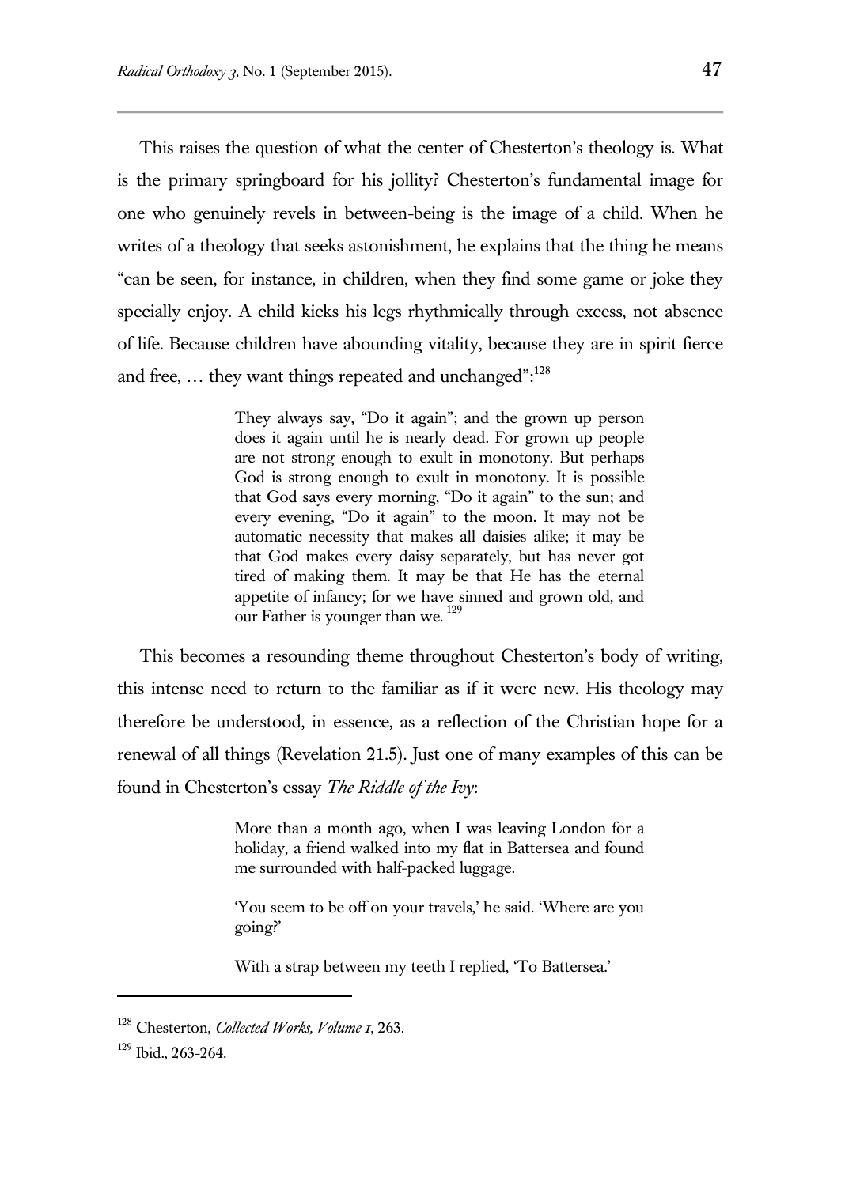This raises the question of what the center of Chesterton's theology is. What is the primary springboard for his jollity? Chesterton's fundamental image for one who genuinely revels in between-being is the image of a child. When he writes of a theology that seeks astonishment, he explains that the thing he means "can be seen, for instance, in children, when they find some game or joke they specially enjoy. A child kicks his legs rhythmically through excess, not absence of life. Because children have abounding vitality, because they are in spirit fierce and free, … they want things repeated and unchanged":[128]

> They always say, "Do it again"; and the grown up person does it again until he is nearly dead. For grown up people are not strong enough to exult in monotony. But perhaps God is strong enough to exult in monotony. It is possible that God says every morning, "Do it again" to the sun; and every evening, "Do it again" to the moon. It may not be automatic necessity that makes all daisies alike; it may be that God makes every daisy separately, but has never got tired of making them. It may be that He has the eternal appetite of infancy; for we have sinned and grown old, and our Father is younger than we. [129]

This becomes a resounding theme throughout Chesterton's body of writing, this intense need to return to the familiar as if it were new. His theology may therefore be understood, in essence, as a reflection of the Christian hope for a renewal of all things (Revelation 21.5). Just one of many examples of this can be found in Chesterton's essay *The Riddle of the Ivy*:

> More than a month ago, when I was leaving London for a holiday, a friend walked into my flat in Battersea and found me surrounded with half-packed luggage.
>
> 'You seem to be off on your travels,' he said. 'Where are you going?'
>
> With a strap between my teeth I replied, 'To Battersea.'

---

[128] Chesterton, *Collected Works, Volume 1*, 263.

[129] Ibid., 263-264.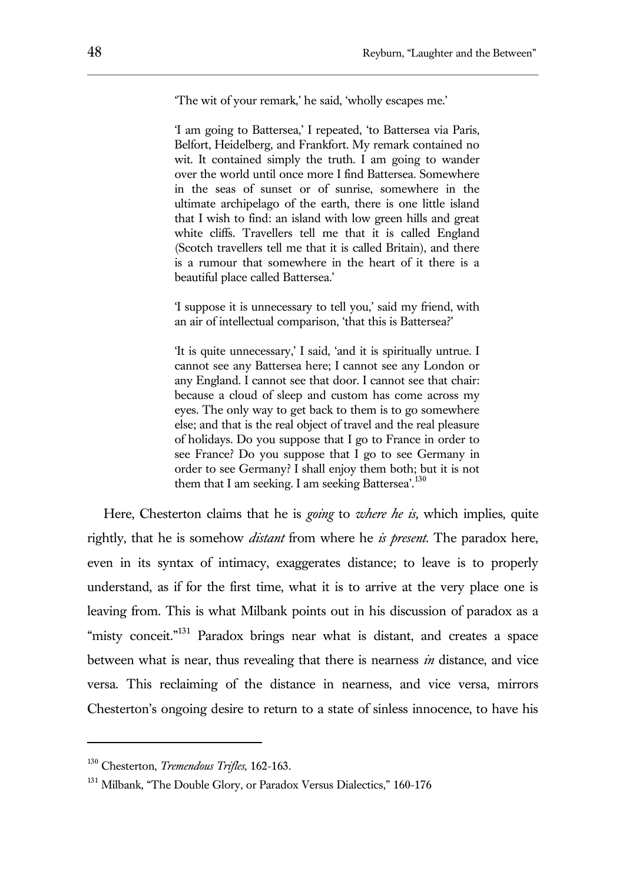> 'The wit of your remark,' he said, 'wholly escapes me.'
>
> 'I am going to Battersea,' I repeated, 'to Battersea via Paris, Belfort, Heidelberg, and Frankfort. My remark contained no wit. It contained simply the truth. I am going to wander over the world until once more I find Battersea. Somewhere in the seas of sunset or of sunrise, somewhere in the ultimate archipelago of the earth, there is one little island that I wish to find: an island with low green hills and great white cliffs. Travellers tell me that it is called England (Scotch travellers tell me that it is called Britain), and there is a rumour that somewhere in the heart of it there is a beautiful place called Battersea.'
>
> 'I suppose it is unnecessary to tell you,' said my friend, with an air of intellectual comparison, 'that this is Battersea?'
>
> 'It is quite unnecessary,' I said, 'and it is spiritually untrue. I cannot see any Battersea here; I cannot see any London or any England. I cannot see that door. I cannot see that chair: because a cloud of sleep and custom has come across my eyes. The only way to get back to them is to go somewhere else; and that is the real object of travel and the real pleasure of holidays. Do you suppose that I go to France in order to see France? Do you suppose that I go to see Germany in order to see Germany? I shall enjoy them both; but it is not them that I am seeking. I am seeking Battersea'.[130]

Here, Chesterton claims that he is *going* to *where he is,* which implies, quite rightly, that he is somehow *distant* from where he *is present.* The paradox here, even in its syntax of intimacy, exaggerates distance; to leave is to properly understand, as if for the first time, what it is to arrive at the very place one is leaving from. This is what Milbank points out in his discussion of paradox as a "misty conceit."[131] Paradox brings near what is distant, and creates a space between what is near, thus revealing that there is nearness *in* distance, and vice versa. This reclaiming of the distance in nearness, and vice versa, mirrors Chesterton's ongoing desire to return to a state of sinless innocence, to have his

---

[130] Chesterton, *Tremendous Trifles,* 162-163.

[131] Milbank, "The Double Glory, or Paradox Versus Dialectics," 160-176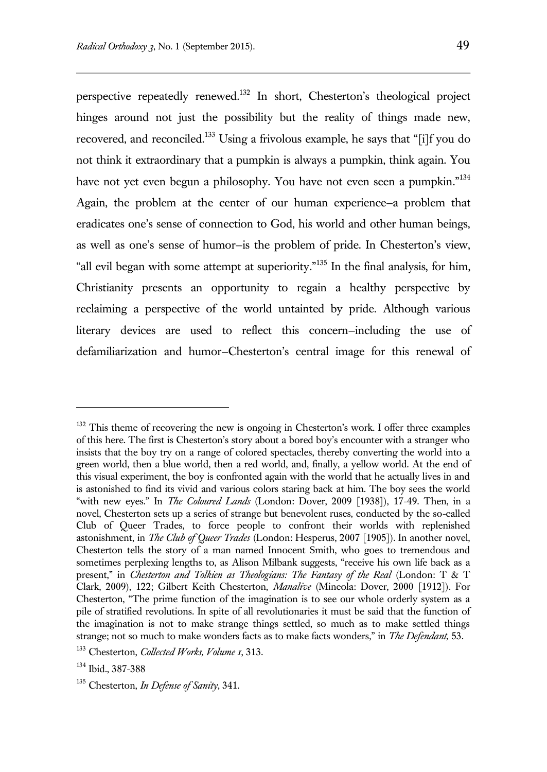perspective repeatedly renewed.[132] In short, Chesterton's theological project hinges around not just the possibility but the reality of things made new, recovered, and reconciled.[133] Using a frivolous example, he says that "[i]f you do not think it extraordinary that a pumpkin is always a pumpkin, think again. You have not yet even begun a philosophy. You have not even seen a pumpkin."[134] Again, the problem at the center of our human experience–a problem that eradicates one's sense of connection to God, his world and other human beings, as well as one's sense of humor–is the problem of pride. In Chesterton's view, "all evil began with some attempt at superiority."[135] In the final analysis, for him, Christianity presents an opportunity to regain a healthy perspective by reclaiming a perspective of the world untainted by pride. Although various literary devices are used to reflect this concern–including the use of defamiliarization and humor–Chesterton's central image for this renewal of

---

[132] This theme of recovering the new is ongoing in Chesterton's work. I offer three examples of this here. The first is Chesterton's story about a bored boy's encounter with a stranger who insists that the boy try on a range of colored spectacles, thereby converting the world into a green world, then a blue world, then a red world, and, finally, a yellow world. At the end of this visual experiment, the boy is confronted again with the world that he actually lives in and is astonished to find its vivid and various colors staring back at him. The boy sees the world "with new eyes." In *The Coloured Lands* (London: Dover, 2009 [1938]), 17-49. Then, in a novel, Chesterton sets up a series of strange but benevolent ruses, conducted by the so-called Club of Queer Trades, to force people to confront their worlds with replenished astonishment, in *The Club of Queer Trades* (London: Hesperus, 2007 [1905]). In another novel, Chesterton tells the story of a man named Innocent Smith, who goes to tremendous and sometimes perplexing lengths to, as Alison Milbank suggests, "receive his own life back as a present," in *Chesterton and Tolkien as Theologians: The Fantasy of the Real* (London: T & T Clark, 2009), 122; Gilbert Keith Chesterton, *Manalive* (Mineola: Dover, 2000 [1912]). For Chesterton, "The prime function of the imagination is to see our whole orderly system as a pile of stratified revolutions. In spite of all revolutionaries it must be said that the function of the imagination is not to make strange things settled, so much as to make settled things strange; not so much to make wonders facts as to make facts wonders," in *The Defendant,* 53.

[133] Chesterton, *Collected Works, Volume 1*, 313.

[134] Ibid., 387-388

[135] Chesterton, *In Defense of Sanity*, 341.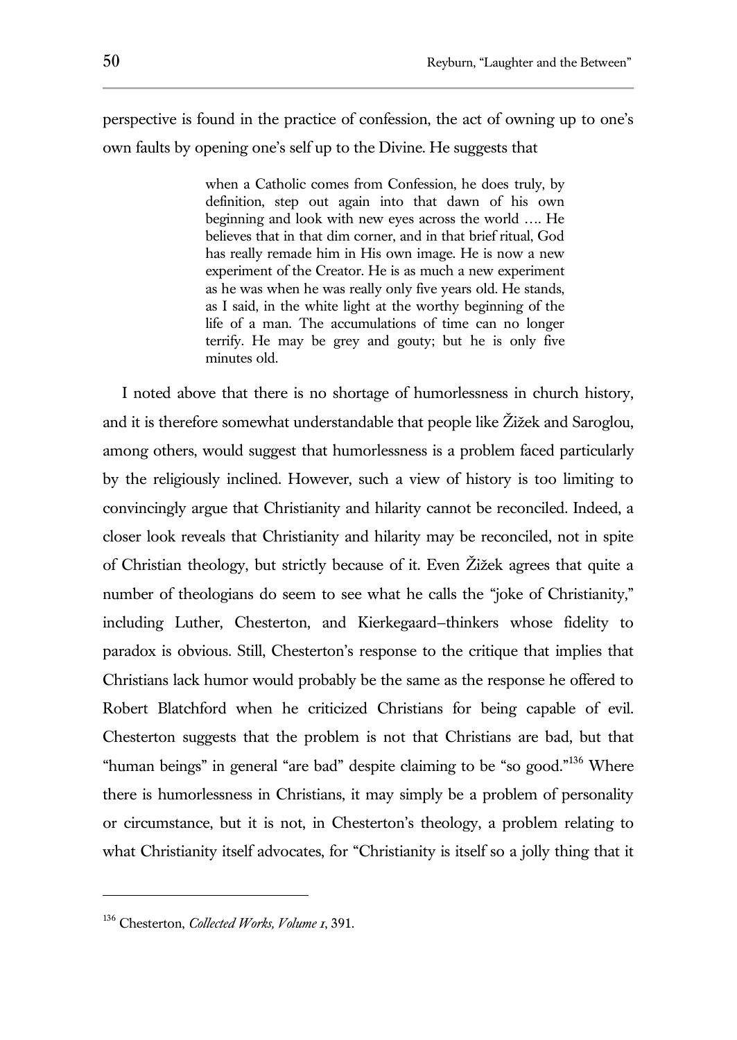perspective is found in the practice of confession, the act of owning up to one's own faults by opening one's self up to the Divine. He suggests that

> when a Catholic comes from Confession, he does truly, by definition, step out again into that dawn of his own beginning and look with new eyes across the world …. He believes that in that dim corner, and in that brief ritual, God has really remade him in His own image. He is now a new experiment of the Creator. He is as much a new experiment as he was when he was really only five years old. He stands, as I said, in the white light at the worthy beginning of the life of a man. The accumulations of time can no longer terrify. He may be grey and gouty; but he is only five minutes old.

I noted above that there is no shortage of humorlessness in church history, and it is therefore somewhat understandable that people like Žižek and Saroglou, among others, would suggest that humorlessness is a problem faced particularly by the religiously inclined. However, such a view of history is too limiting to convincingly argue that Christianity and hilarity cannot be reconciled. Indeed, a closer look reveals that Christianity and hilarity may be reconciled, not in spite of Christian theology, but strictly because of it. Even Žižek agrees that quite a number of theologians do seem to see what he calls the "joke of Christianity," including Luther, Chesterton, and Kierkegaard–thinkers whose fidelity to paradox is obvious. Still, Chesterton's response to the critique that implies that Christians lack humor would probably be the same as the response he offered to Robert Blatchford when he criticized Christians for being capable of evil. Chesterton suggests that the problem is not that Christians are bad, but that "human beings" in general "are bad" despite claiming to be "so good."[136] Where there is humorlessness in Christians, it may simply be a problem of personality or circumstance, but it is not, in Chesterton's theology, a problem relating to what Christianity itself advocates, for "Christianity is itself so a jolly thing that it

---

[136] Chesterton, *Collected Works, Volume 1*, 391.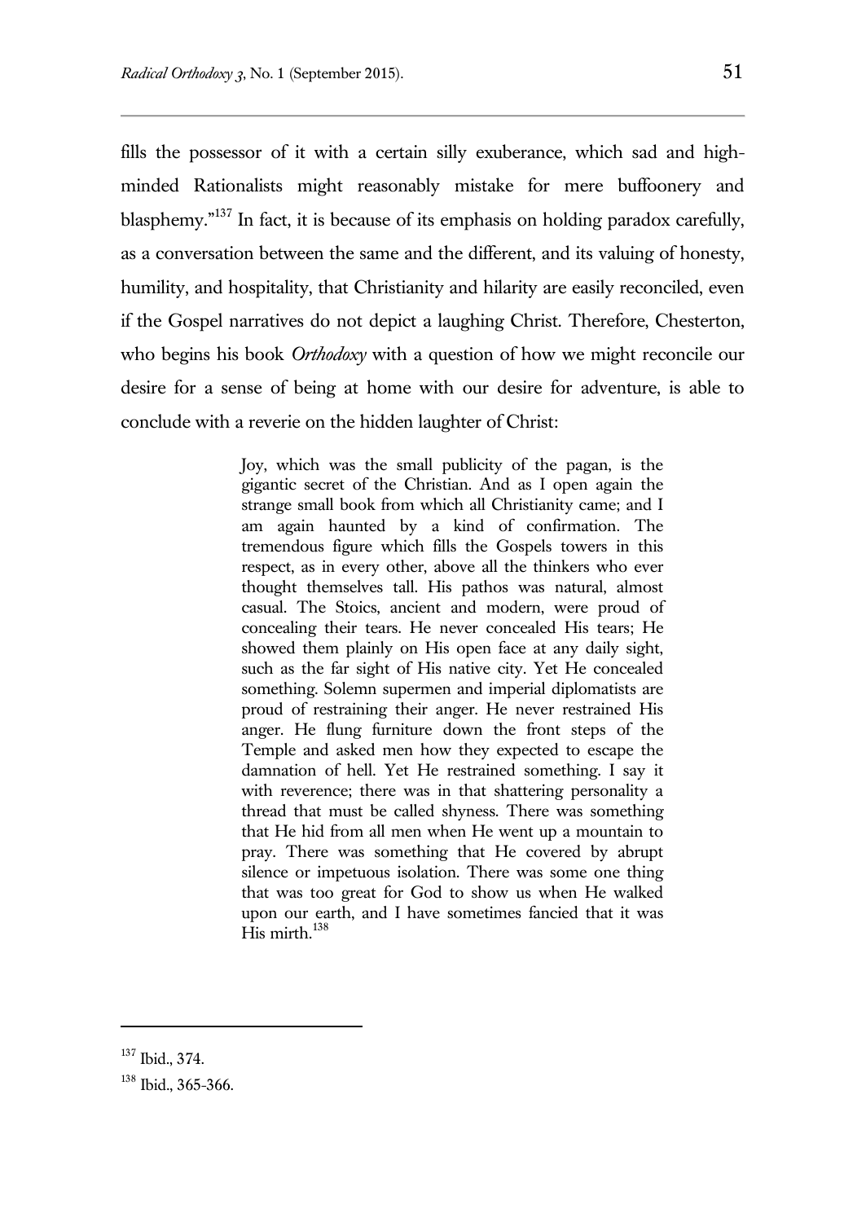fills the possessor of it with a certain silly exuberance, which sad and high-minded Rationalists might reasonably mistake for mere buffoonery and blasphemy."[137] In fact, it is because of its emphasis on holding paradox carefully, as a conversation between the same and the different, and its valuing of honesty, humility, and hospitality, that Christianity and hilarity are easily reconciled, even if the Gospel narratives do not depict a laughing Christ. Therefore, Chesterton, who begins his book *Orthodoxy* with a question of how we might reconcile our desire for a sense of being at home with our desire for adventure, is able to conclude with a reverie on the hidden laughter of Christ:

> Joy, which was the small publicity of the pagan, is the gigantic secret of the Christian. And as I open again the strange small book from which all Christianity came; and I am again haunted by a kind of confirmation. The tremendous figure which fills the Gospels towers in this respect, as in every other, above all the thinkers who ever thought themselves tall. His pathos was natural, almost casual. The Stoics, ancient and modern, were proud of concealing their tears. He never concealed His tears; He showed them plainly on His open face at any daily sight, such as the far sight of His native city. Yet He concealed something. Solemn supermen and imperial diplomatists are proud of restraining their anger. He never restrained His anger. He flung furniture down the front steps of the Temple and asked men how they expected to escape the damnation of hell. Yet He restrained something. I say it with reverence; there was in that shattering personality a thread that must be called shyness. There was something that He hid from all men when He went up a mountain to pray. There was something that He covered by abrupt silence or impetuous isolation. There was some one thing that was too great for God to show us when He walked upon our earth, and I have sometimes fancied that it was His mirth.[138]

---

[137] Ibid., 374.

[138] Ibid., 365-366.